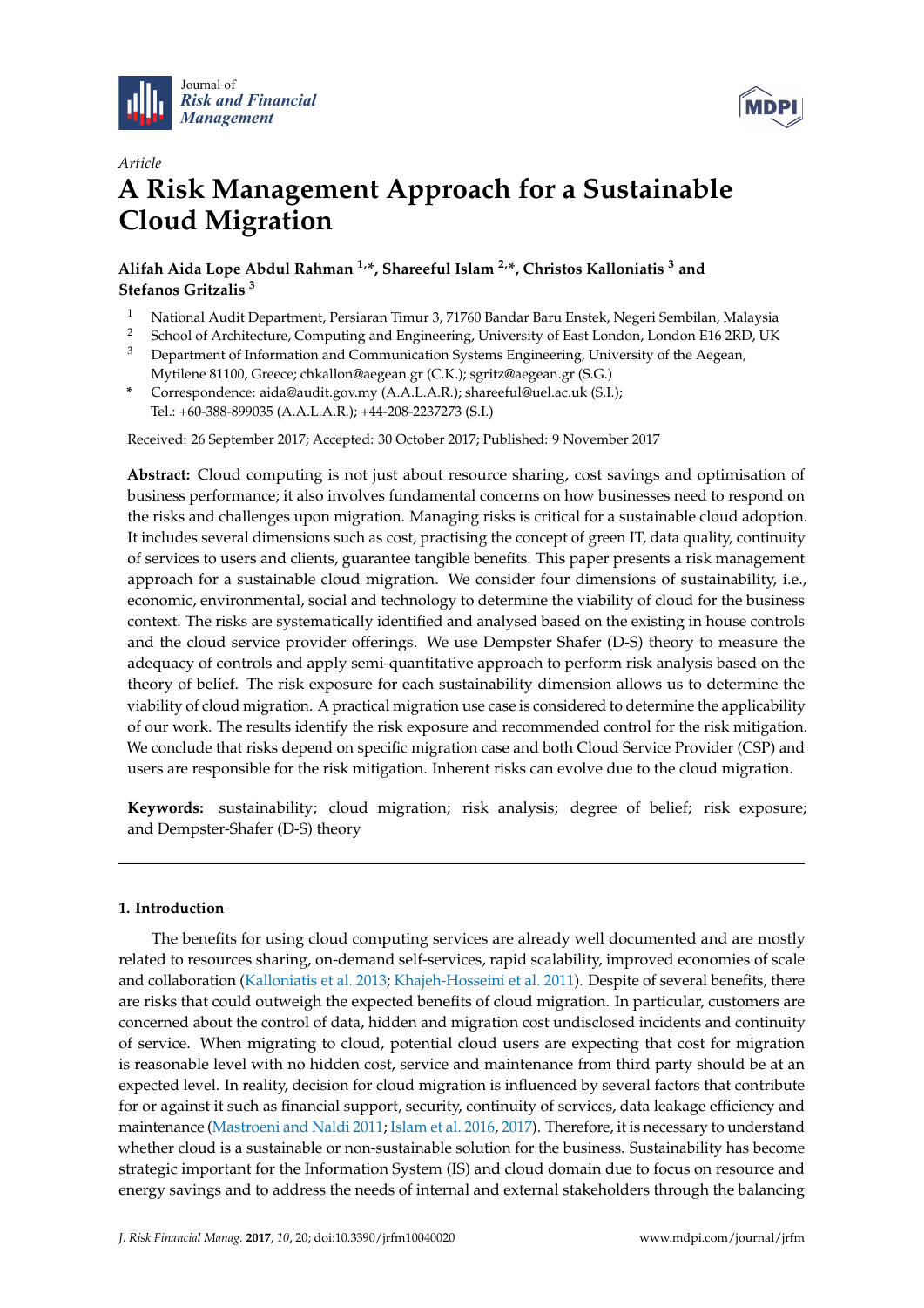Journal of Risk and Financial Management

*Article*

# A Risk Management Approach for a Sustainable Cloud Migration

**Alifah Aida Lope Abdul Rahman [1,*], Shareeful Islam [2,*], Christos Kalloniatis [3] and Stefanos Gritzalis [3]**

1 National Audit Department, Persiaran Timur 3, 71760 Bandar Baru Enstek, Negeri Sembilan, Malaysia
2 School of Architecture, Computing and Engineering, University of East London, London E16 2RD, UK
3 Department of Information and Communication Systems Engineering, University of the Aegean, Mytilene 81100, Greece; chkallon@aegean.gr (C.K.); sgritz@aegean.gr (S.G.)
* Correspondence: aida@audit.gov.my (A.A.L.A.R.); shareeful@uel.ac.uk (S.I.); Tel.: +60-388-899035 (A.A.L.A.R.); +44-208-2237273 (S.I.)

Received: 26 September 2017; Accepted: 30 October 2017; Published: 9 November 2017

**Abstract:** Cloud computing is not just about resource sharing, cost savings and optimisation of business performance; it also involves fundamental concerns on how businesses need to respond on the risks and challenges upon migration. Managing risks is critical for a sustainable cloud adoption. It includes several dimensions such as cost, practising the concept of green IT, data quality, continuity of services to users and clients, guarantee tangible benefits. This paper presents a risk management approach for a sustainable cloud migration. We consider four dimensions of sustainability, i.e., economic, environmental, social and technology to determine the viability of cloud for the business context. The risks are systematically identified and analysed based on the existing in house controls and the cloud service provider offerings. We use Dempster Shafer (D-S) theory to measure the adequacy of controls and apply semi-quantitative approach to perform risk analysis based on the theory of belief. The risk exposure for each sustainability dimension allows us to determine the viability of cloud migration. A practical migration use case is considered to determine the applicability of our work. The results identify the risk exposure and recommended control for the risk mitigation. We conclude that risks depend on specific migration case and both Cloud Service Provider (CSP) and users are responsible for the risk mitigation. Inherent risks can evolve due to the cloud migration.

**Keywords:** sustainability; cloud migration; risk analysis; degree of belief; risk exposure; and Dempster-Shafer (D-S) theory

## 1. Introduction

The benefits for using cloud computing services are already well documented and are mostly related to resources sharing, on-demand self-services, rapid scalability, improved economies of scale and collaboration (Kalloniatis et al. 2013; Khajeh-Hosseini et al. 2011). Despite of several benefits, there are risks that could outweigh the expected benefits of cloud migration. In particular, customers are concerned about the control of data, hidden and migration cost undisclosed incidents and continuity of service. When migrating to cloud, potential cloud users are expecting that cost for migration is reasonable level with no hidden cost, service and maintenance from third party should be at an expected level. In reality, decision for cloud migration is influenced by several factors that contribute for or against it such as financial support, security, continuity of services, data leakage efficiency and maintenance (Mastroeni and Naldi 2011; Islam et al. 2016, 2017). Therefore, it is necessary to understand whether cloud is a sustainable or non-sustainable solution for the business. Sustainability has become strategic important for the Information System (IS) and cloud domain due to focus on resource and energy savings and to address the needs of internal and external stakeholders through the balancing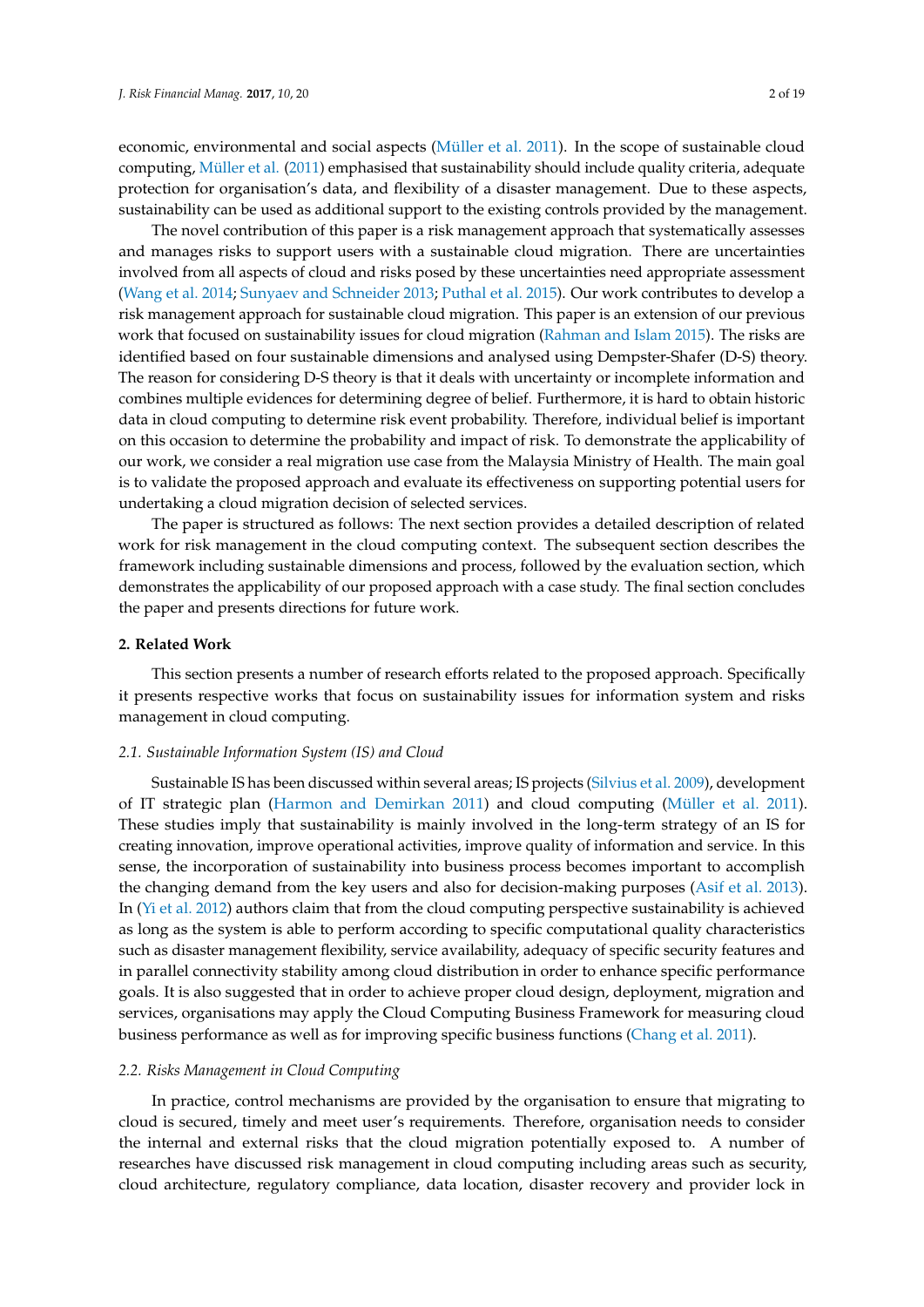economic, environmental and social aspects (Müller et al. 2011). In the scope of sustainable cloud computing, Müller et al. (2011) emphasised that sustainability should include quality criteria, adequate protection for organisation's data, and flexibility of a disaster management. Due to these aspects, sustainability can be used as additional support to the existing controls provided by the management.

The novel contribution of this paper is a risk management approach that systematically assesses and manages risks to support users with a sustainable cloud migration. There are uncertainties involved from all aspects of cloud and risks posed by these uncertainties need appropriate assessment (Wang et al. 2014; Sunyaev and Schneider 2013; Puthal et al. 2015). Our work contributes to develop a risk management approach for sustainable cloud migration. This paper is an extension of our previous work that focused on sustainability issues for cloud migration (Rahman and Islam 2015). The risks are identified based on four sustainable dimensions and analysed using Dempster-Shafer (D-S) theory. The reason for considering D-S theory is that it deals with uncertainty or incomplete information and combines multiple evidences for determining degree of belief. Furthermore, it is hard to obtain historic data in cloud computing to determine risk event probability. Therefore, individual belief is important on this occasion to determine the probability and impact of risk. To demonstrate the applicability of our work, we consider a real migration use case from the Malaysia Ministry of Health. The main goal is to validate the proposed approach and evaluate its effectiveness on supporting potential users for undertaking a cloud migration decision of selected services.

The paper is structured as follows: The next section provides a detailed description of related work for risk management in the cloud computing context. The subsequent section describes the framework including sustainable dimensions and process, followed by the evaluation section, which demonstrates the applicability of our proposed approach with a case study. The final section concludes the paper and presents directions for future work.

## 2. Related Work

This section presents a number of research efforts related to the proposed approach. Specifically it presents respective works that focus on sustainability issues for information system and risks management in cloud computing.

### *2.1. Sustainable Information System (IS) and Cloud*

Sustainable IS has been discussed within several areas; IS projects (Silvius et al. 2009), development of IT strategic plan (Harmon and Demirkan 2011) and cloud computing (Müller et al. 2011). These studies imply that sustainability is mainly involved in the long-term strategy of an IS for creating innovation, improve operational activities, improve quality of information and service. In this sense, the incorporation of sustainability into business process becomes important to accomplish the changing demand from the key users and also for decision-making purposes (Asif et al. 2013). In (Yi et al. 2012) authors claim that from the cloud computing perspective sustainability is achieved as long as the system is able to perform according to specific computational quality characteristics such as disaster management flexibility, service availability, adequacy of specific security features and in parallel connectivity stability among cloud distribution in order to enhance specific performance goals. It is also suggested that in order to achieve proper cloud design, deployment, migration and services, organisations may apply the Cloud Computing Business Framework for measuring cloud business performance as well as for improving specific business functions (Chang et al. 2011).

### *2.2. Risks Management in Cloud Computing*

In practice, control mechanisms are provided by the organisation to ensure that migrating to cloud is secured, timely and meet user's requirements. Therefore, organisation needs to consider the internal and external risks that the cloud migration potentially exposed to. A number of researches have discussed risk management in cloud computing including areas such as security, cloud architecture, regulatory compliance, data location, disaster recovery and provider lock in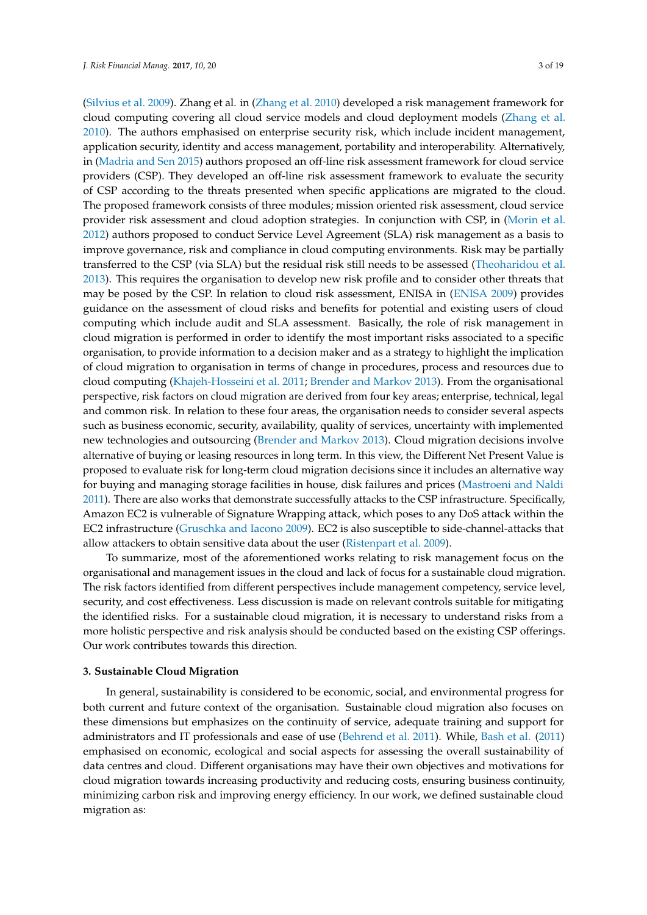(Silvius et al. 2009). Zhang et al. in (Zhang et al. 2010) developed a risk management framework for cloud computing covering all cloud service models and cloud deployment models (Zhang et al. 2010). The authors emphasised on enterprise security risk, which include incident management, application security, identity and access management, portability and interoperability. Alternatively, in (Madria and Sen 2015) authors proposed an off-line risk assessment framework for cloud service providers (CSP). They developed an off-line risk assessment framework to evaluate the security of CSP according to the threats presented when specific applications are migrated to the cloud. The proposed framework consists of three modules; mission oriented risk assessment, cloud service provider risk assessment and cloud adoption strategies. In conjunction with CSP, in (Morin et al. 2012) authors proposed to conduct Service Level Agreement (SLA) risk management as a basis to improve governance, risk and compliance in cloud computing environments. Risk may be partially transferred to the CSP (via SLA) but the residual risk still needs to be assessed (Theoharidou et al. 2013). This requires the organisation to develop new risk profile and to consider other threats that may be posed by the CSP. In relation to cloud risk assessment, ENISA in (ENISA 2009) provides guidance on the assessment of cloud risks and benefits for potential and existing users of cloud computing which include audit and SLA assessment. Basically, the role of risk management in cloud migration is performed in order to identify the most important risks associated to a specific organisation, to provide information to a decision maker and as a strategy to highlight the implication of cloud migration to organisation in terms of change in procedures, process and resources due to cloud computing (Khajeh-Hosseini et al. 2011; Brender and Markov 2013). From the organisational perspective, risk factors on cloud migration are derived from four key areas; enterprise, technical, legal and common risk. In relation to these four areas, the organisation needs to consider several aspects such as business economic, security, availability, quality of services, uncertainty with implemented new technologies and outsourcing (Brender and Markov 2013). Cloud migration decisions involve alternative of buying or leasing resources in long term. In this view, the Different Net Present Value is proposed to evaluate risk for long-term cloud migration decisions since it includes an alternative way for buying and managing storage facilities in house, disk failures and prices (Mastroeni and Naldi 2011). There are also works that demonstrate successfully attacks to the CSP infrastructure. Specifically, Amazon EC2 is vulnerable of Signature Wrapping attack, which poses to any DoS attack within the EC2 infrastructure (Gruschka and Iacono 2009). EC2 is also susceptible to side-channel-attacks that allow attackers to obtain sensitive data about the user (Ristenpart et al. 2009).

To summarize, most of the aforementioned works relating to risk management focus on the organisational and management issues in the cloud and lack of focus for a sustainable cloud migration. The risk factors identified from different perspectives include management competency, service level, security, and cost effectiveness. Less discussion is made on relevant controls suitable for mitigating the identified risks. For a sustainable cloud migration, it is necessary to understand risks from a more holistic perspective and risk analysis should be conducted based on the existing CSP offerings. Our work contributes towards this direction.

## 3. Sustainable Cloud Migration

In general, sustainability is considered to be economic, social, and environmental progress for both current and future context of the organisation. Sustainable cloud migration also focuses on these dimensions but emphasizes on the continuity of service, adequate training and support for administrators and IT professionals and ease of use (Behrend et al. 2011). While, Bash et al. (2011) emphasised on economic, ecological and social aspects for assessing the overall sustainability of data centres and cloud. Different organisations may have their own objectives and motivations for cloud migration towards increasing productivity and reducing costs, ensuring business continuity, minimizing carbon risk and improving energy efficiency. In our work, we defined sustainable cloud migration as: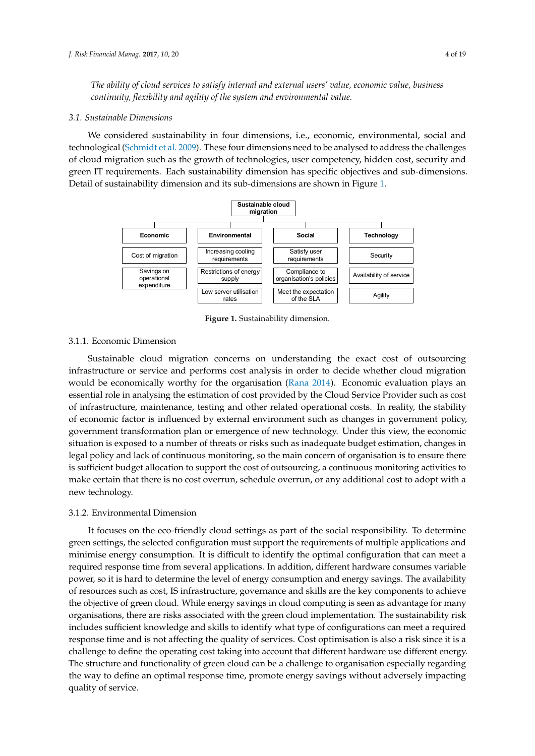*The ability of cloud services to satisfy internal and external users' value, economic value, business continuity, flexibility and agility of the system and environmental value.*

### 3.1. Sustainable Dimensions

We considered sustainability in four dimensions, i.e., economic, environmental, social and technological (Schmidt et al. 2009). These four dimensions need to be analysed to address the challenges of cloud migration such as the growth of technologies, user competency, hidden cost, security and green IT requirements. Each sustainability dimension has specific objectives and sub-dimensions. Detail of sustainability dimension and its sub-dimensions are shown in Figure 1.

**Sustainable cloud migration**

| Economic | Environmental | Social | Technology |
| --- | --- | --- | --- |
| Cost of migration | Increasing cooling requirements | Satisfy user requirements | Security |
| Savings on operational expenditure | Restrictions of energy supply | Compliance to organisation's policies | Availability of service |
| | Low server utilisation rates | Meet the expectation of the SLA | Agility |

**Figure 1.** Sustainability dimension.

#### 3.1.1. Economic Dimension

Sustainable cloud migration concerns on understanding the exact cost of outsourcing infrastructure or service and performs cost analysis in order to decide whether cloud migration would be economically worthy for the organisation (Rana 2014). Economic evaluation plays an essential role in analysing the estimation of cost provided by the Cloud Service Provider such as cost of infrastructure, maintenance, testing and other related operational costs. In reality, the stability of economic factor is influenced by external environment such as changes in government policy, government transformation plan or emergence of new technology. Under this view, the economic situation is exposed to a number of threats or risks such as inadequate budget estimation, changes in legal policy and lack of continuous monitoring, so the main concern of organisation is to ensure there is sufficient budget allocation to support the cost of outsourcing, a continuous monitoring activities to make certain that there is no cost overrun, schedule overrun, or any additional cost to adopt with a new technology.

#### 3.1.2. Environmental Dimension

It focuses on the eco-friendly cloud settings as part of the social responsibility. To determine green settings, the selected configuration must support the requirements of multiple applications and minimise energy consumption. It is difficult to identify the optimal configuration that can meet a required response time from several applications. In addition, different hardware consumes variable power, so it is hard to determine the level of energy consumption and energy savings. The availability of resources such as cost, IS infrastructure, governance and skills are the key components to achieve the objective of green cloud. While energy savings in cloud computing is seen as advantage for many organisations, there are risks associated with the green cloud implementation. The sustainability risk includes sufficient knowledge and skills to identify what type of configurations can meet a required response time and is not affecting the quality of services. Cost optimisation is also a risk since it is a challenge to define the operating cost taking into account that different hardware use different energy. The structure and functionality of green cloud can be a challenge to organisation especially regarding the way to define an optimal response time, promote energy savings without adversely impacting quality of service.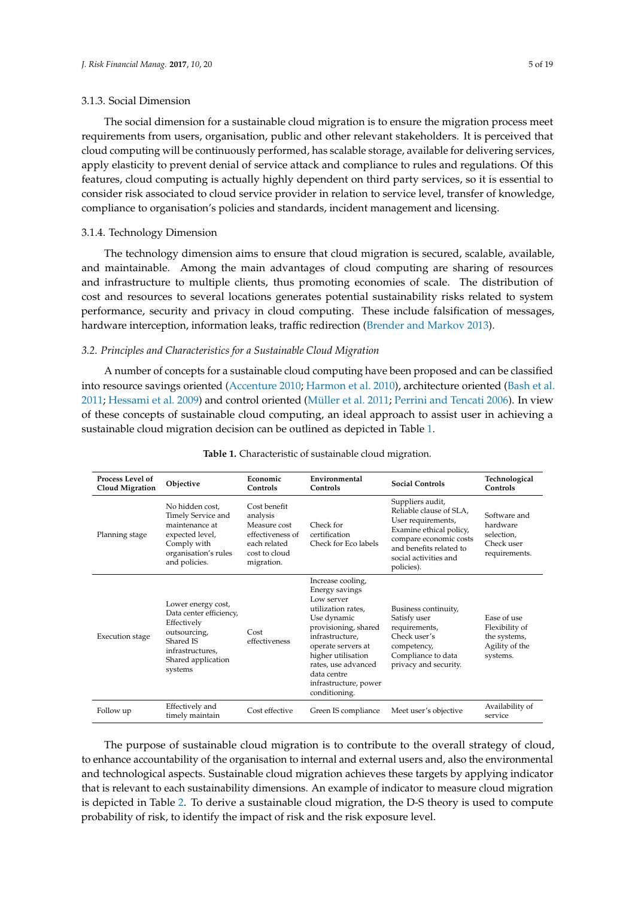#### 3.1.3. Social Dimension

The social dimension for a sustainable cloud migration is to ensure the migration process meet requirements from users, organisation, public and other relevant stakeholders. It is perceived that cloud computing will be continuously performed, has scalable storage, available for delivering services, apply elasticity to prevent denial of service attack and compliance to rules and regulations. Of this features, cloud computing is actually highly dependent on third party services, so it is essential to consider risk associated to cloud service provider in relation to service level, transfer of knowledge, compliance to organisation's policies and standards, incident management and licensing.

#### 3.1.4. Technology Dimension

The technology dimension aims to ensure that cloud migration is secured, scalable, available, and maintainable. Among the main advantages of cloud computing are sharing of resources and infrastructure to multiple clients, thus promoting economies of scale. The distribution of cost and resources to several locations generates potential sustainability risks related to system performance, security and privacy in cloud computing. These include falsification of messages, hardware interception, information leaks, traffic redirection (Brender and Markov 2013).

### *3.2. Principles and Characteristics for a Sustainable Cloud Migration*

A number of concepts for a sustainable cloud computing have been proposed and can be classified into resource savings oriented (Accenture 2010; Harmon et al. 2010), architecture oriented (Bash et al. 2011; Hessami et al. 2009) and control oriented (Müller et al. 2011; Perrini and Tencati 2006). In view of these concepts of sustainable cloud computing, an ideal approach to assist user in achieving a sustainable cloud migration decision can be outlined as depicted in Table 1.

**Table 1.** Characteristic of sustainable cloud migration.

| Process Level of Cloud Migration | Objective | Economic Controls | Environmental Controls | Social Controls | Technological Controls |
|---|---|---|---|---|---|
| Planning stage | No hidden cost, Timely Service and maintenance at expected level, Comply with organisation's rules and policies. | Cost benefit analysis Measure cost effectiveness of each related cost to cloud migration. | Check for certification Check for Eco labels | Suppliers audit, Reliable clause of SLA, User requirements, Examine ethical policy, compare economic costs and benefits related to social activities and policies). | Software and hardware selection, Check user requirements. |
| Execution stage | Lower energy cost, Data center efficiency, Effectively outsourcing, Shared IS infrastructures, Shared application systems | Cost effectiveness | Increase cooling, Energy savings Low server utilization rates, Use dynamic provisioning, shared infrastructure, operate servers at higher utilisation rates, use advanced data centre infrastructure, power conditioning. | Business continuity, Satisfy user requirements, Check user's competency, Compliance to data privacy and security. | Ease of use Flexibility of the systems, Agility of the systems. |
| Follow up | Effectively and timely maintain | Cost effective | Green IS compliance | Meet user's objective | Availability of service |

The purpose of sustainable cloud migration is to contribute to the overall strategy of cloud, to enhance accountability of the organisation to internal and external users and, also the environmental and technological aspects. Sustainable cloud migration achieves these targets by applying indicator that is relevant to each sustainability dimensions. An example of indicator to measure cloud migration is depicted in Table 2. To derive a sustainable cloud migration, the D-S theory is used to compute probability of risk, to identify the impact of risk and the risk exposure level.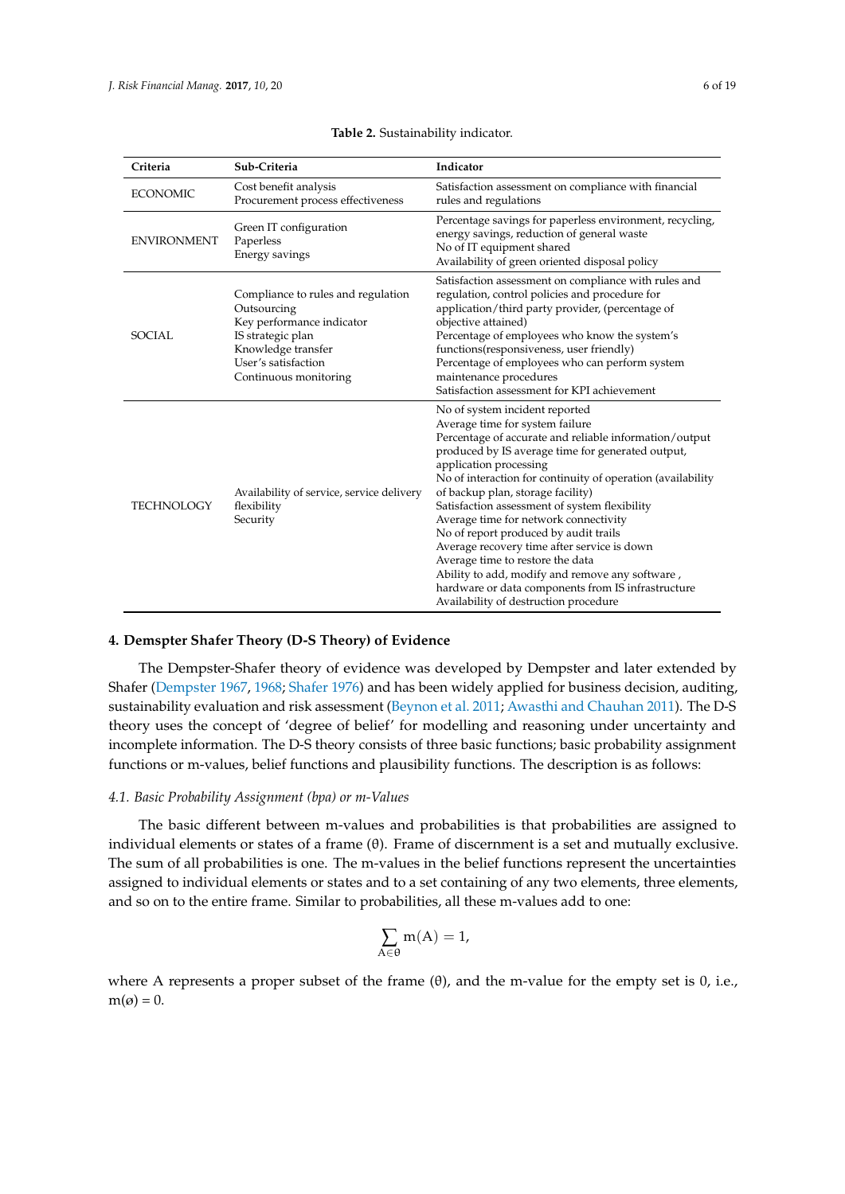Table 2. Sustainability indicator.

| Criteria | Sub-Criteria | Indicator |
|---|---|---|
| ECONOMIC | Cost benefit analysis<br>Procurement process effectiveness | Satisfaction assessment on compliance with financial rules and regulations |
| ENVIRONMENT | Green IT configuration<br>Paperless<br>Energy savings | Percentage savings for paperless environment, recycling, energy savings, reduction of general waste<br>No of IT equipment shared<br>Availability of green oriented disposal policy |
| SOCIAL | Compliance to rules and regulation<br>Outsourcing<br>Key performance indicator<br>IS strategic plan<br>Knowledge transfer<br>User's satisfaction<br>Continuous monitoring | Satisfaction assessment on compliance with rules and regulation, control policies and procedure for application/third party provider, (percentage of objective attained)<br>Percentage of employees who know the system's functions(responsiveness, user friendly)<br>Percentage of employees who can perform system maintenance procedures<br>Satisfaction assessment for KPI achievement |
| TECHNOLOGY | Availability of service, service delivery flexibility<br>Security | No of system incident reported<br>Average time for system failure<br>Percentage of accurate and reliable information/output produced by IS average time for generated output, application processing<br>No of interaction for continuity of operation (availability of backup plan, storage facility)<br>Satisfaction assessment of system flexibility<br>Average time for network connectivity<br>No of report produced by audit trails<br>Average recovery time after service is down<br>Average time to restore the data<br>Ability to add, modify and remove any software , hardware or data components from IS infrastructure<br>Availability of destruction procedure |

## 4. Demspter Shafer Theory (D-S Theory) of Evidence

The Dempster-Shafer theory of evidence was developed by Dempster and later extended by Shafer (Dempster 1967, 1968; Shafer 1976) and has been widely applied for business decision, auditing, sustainability evaluation and risk assessment (Beynon et al. 2011; Awasthi and Chauhan 2011). The D-S theory uses the concept of 'degree of belief' for modelling and reasoning under uncertainty and incomplete information. The D-S theory consists of three basic functions; basic probability assignment functions or m-values, belief functions and plausibility functions. The description is as follows:

### *4.1. Basic Probability Assignment (bpa) or m-Values*

The basic different between m-values and probabilities is that probabilities are assigned to individual elements or states of a frame ($\theta$). Frame of discernment is a set and mutually exclusive. The sum of all probabilities is one. The m-values in the belief functions represent the uncertainties assigned to individual elements or states and to a set containing of any two elements, three elements, and so on to the entire frame. Similar to probabilities, all these m-values add to one:

$$\sum_{A \in \theta} m(A) = 1,$$

where A represents a proper subset of the frame ($\theta$), and the m-value for the empty set is 0, i.e., $m(\emptyset) = 0$.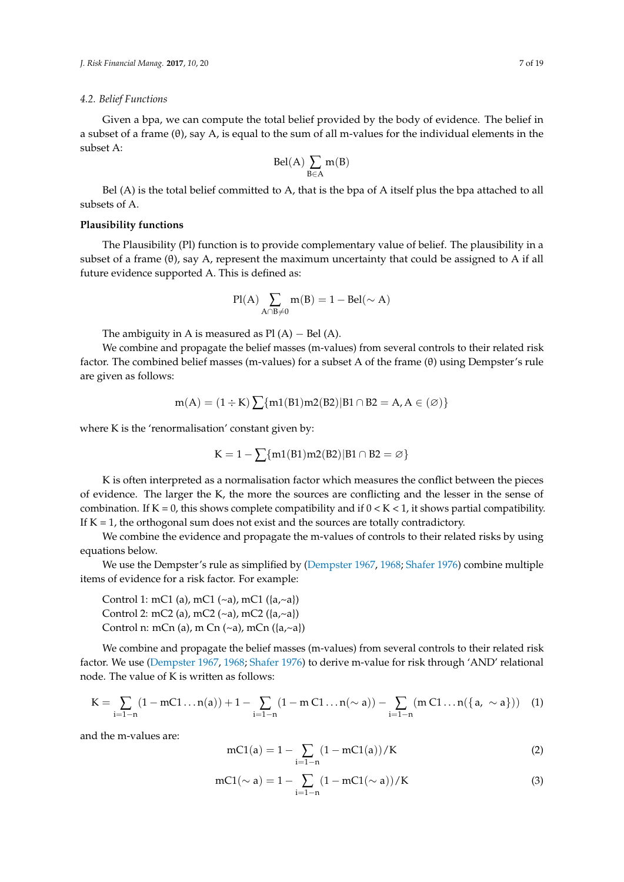### 4.2. Belief Functions

Given a bpa, we can compute the total belief provided by the body of evidence. The belief in a subset of a frame (θ), say A, is equal to the sum of all m-values for the individual elements in the subset A:

$$\mathrm{Bel(A)} \sum_{\mathrm{B} \in \mathrm{A}} \mathrm{m(B)}$$

Bel (A) is the total belief committed to A, that is the bpa of A itself plus the bpa attached to all subsets of A.

**Plausibility functions**

The Plausibility (Pl) function is to provide complementary value of belief. The plausibility in a subset of a frame (θ), say A, represent the maximum uncertainty that could be assigned to A if all future evidence supported A. This is defined as:

$$\mathrm{Pl(A)} \sum_{\mathrm{A} \cap \mathrm{B} \neq 0} \mathrm{m(B)} = 1 - \mathrm{Bel}(\sim \mathrm{A})$$

The ambiguity in A is measured as Pl (A) − Bel (A).

We combine and propagate the belief masses (m-values) from several controls to their related risk factor. The combined belief masses (m-values) for a subset A of the frame (θ) using Dempster's rule are given as follows:

$$\mathrm{m(A)} = (1 \div \mathrm{K}) \sum \{\mathrm{m1(B1)m2(B2)} | \mathrm{B1} \cap \mathrm{B2} = \mathrm{A}, \mathrm{A} \in (\varnothing)\}$$

where K is the 'renormalisation' constant given by:

$$\mathrm{K} = 1 - \sum \{\mathrm{m1(B1)m2(B2)} | \mathrm{B1} \cap \mathrm{B2} = \varnothing\}$$

K is often interpreted as a normalisation factor which measures the conflict between the pieces of evidence. The larger the K, the more the sources are conflicting and the lesser in the sense of combination. If K = 0, this shows complete compatibility and if 0 < K < 1, it shows partial compatibility. If K = 1, the orthogonal sum does not exist and the sources are totally contradictory.

We combine the evidence and propagate the m-values of controls to their related risks by using equations below.

We use the Dempster's rule as simplified by (Dempster 1967, 1968; Shafer 1976) combine multiple items of evidence for a risk factor. For example:

Control 1: mC1 (a), mC1 (~a), mC1 ({a,~a})
Control 2: mC2 (a), mC2 (~a), mC2 ({a,~a})
Control n: mCn (a), m Cn (~a), mCn ({a,~a})

We combine and propagate the belief masses (m-values) from several controls to their related risk factor. We use (Dempster 1967, 1968; Shafer 1976) to derive m-value for risk through 'AND' relational node. The value of K is written as follows:

$$\mathrm{K} = \sum_{\mathrm{i}=1-\mathrm{n}} (1 - \mathrm{mC1 \ldots n(a)}) + 1 - \sum_{\mathrm{i}=1-\mathrm{n}} (1 - \mathrm{m\,C1 \ldots n}(\sim \mathrm{a})) - \sum_{\mathrm{i}=1-\mathrm{n}} (\mathrm{m\,C1 \ldots n}(\{\mathrm{a}, \sim \mathrm{a}\})) \quad (1)$$

and the m-values are:

$$\mathrm{mC1(a)} = 1 - \sum_{\mathrm{i}=1-\mathrm{n}} (1 - \mathrm{mC1(a)})/\mathrm{K} \quad (2)$$

$$\mathrm{mC1}(\sim \mathrm{a}) = 1 - \sum_{\mathrm{i}=1-\mathrm{n}} (1 - \mathrm{mC1}(\sim \mathrm{a}))/\mathrm{K} \quad (3)$$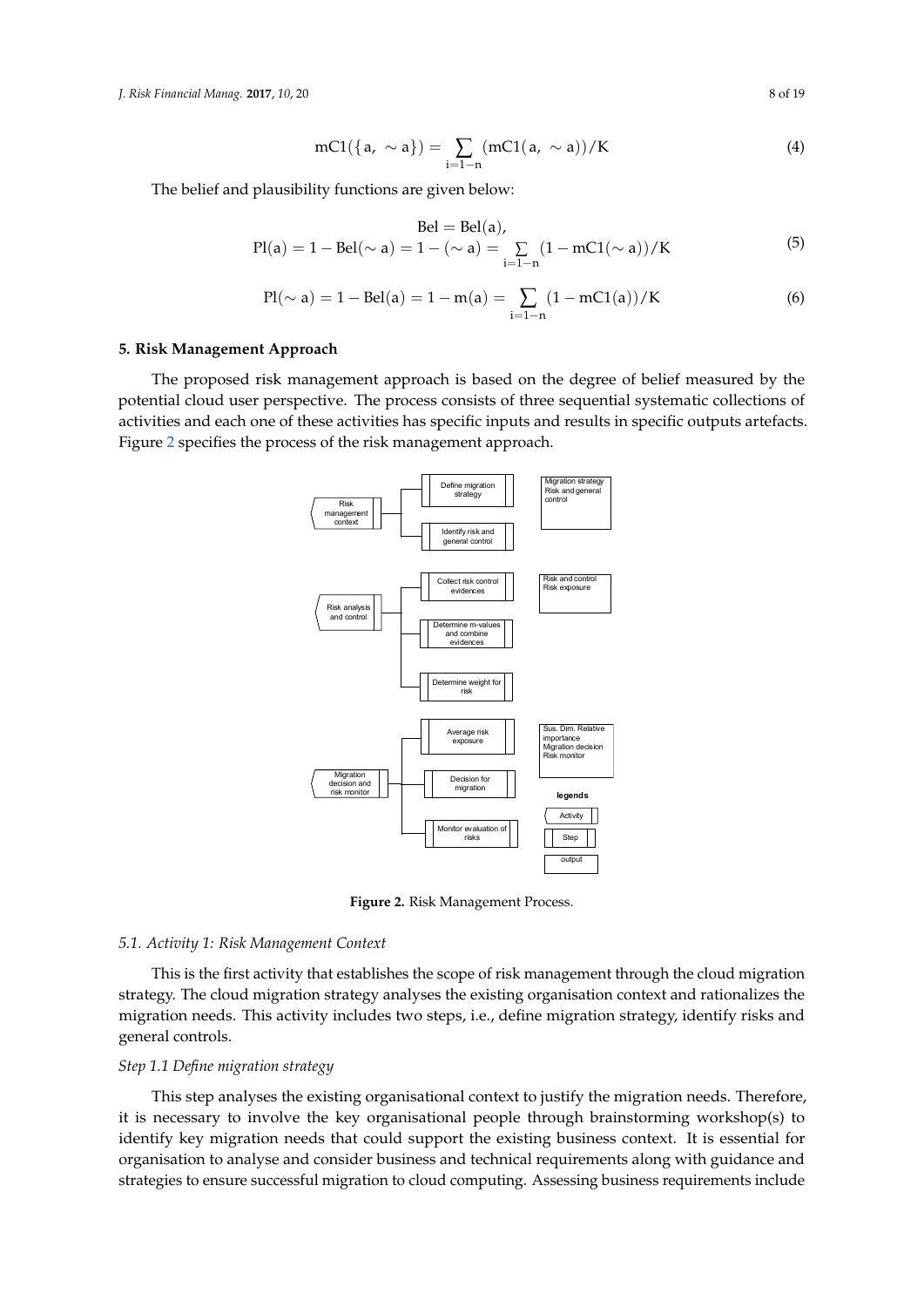$$\text{mC1}(\{\text{a}, \sim\text{a}\}) = \sum_{\text{i}=1-\text{n}} (\text{mC1}(\text{a}, \sim\text{a}))/\text{K} \tag{4}$$

The belief and plausibility functions are given below:

$$\begin{aligned} \text{Bel} &= \text{Bel}(\text{a}), \\ \text{Pl}(\text{a}) = 1 - \text{Bel}(\sim\text{a}) = 1 - (\sim\text{a}) &= \sum_{\text{i}=1-\text{n}} (1 - \text{mC1}(\sim\text{a}))/\text{K} \end{aligned} \tag{5}$$

$$\text{Pl}(\sim\text{a}) = 1 - \text{Bel}(\text{a}) = 1 - \text{m}(\text{a}) = \sum_{\text{i}=1-\text{n}} (1 - \text{mC1}(\text{a}))/\text{K} \tag{6}$$

## 5. Risk Management Approach

The proposed risk management approach is based on the degree of belief measured by the potential cloud user perspective. The process consists of three sequential systematic collections of activities and each one of these activities has specific inputs and results in specific outputs artefacts. Figure 2 specifies the process of the risk management approach.

**Figure 2.** Risk Management Process.

### 5.1. Activity 1: Risk Management Context

This is the first activity that establishes the scope of risk management through the cloud migration strategy. The cloud migration strategy analyses the existing organisation context and rationalizes the migration needs. This activity includes two steps, i.e., define migration strategy, identify risks and general controls.

*Step 1.1 Define migration strategy*

This step analyses the existing organisational context to justify the migration needs. Therefore, it is necessary to involve the key organisational people through brainstorming workshop(s) to identify key migration needs that could support the existing business context. It is essential for organisation to analyse and consider business and technical requirements along with guidance and strategies to ensure successful migration to cloud computing. Assessing business requirements include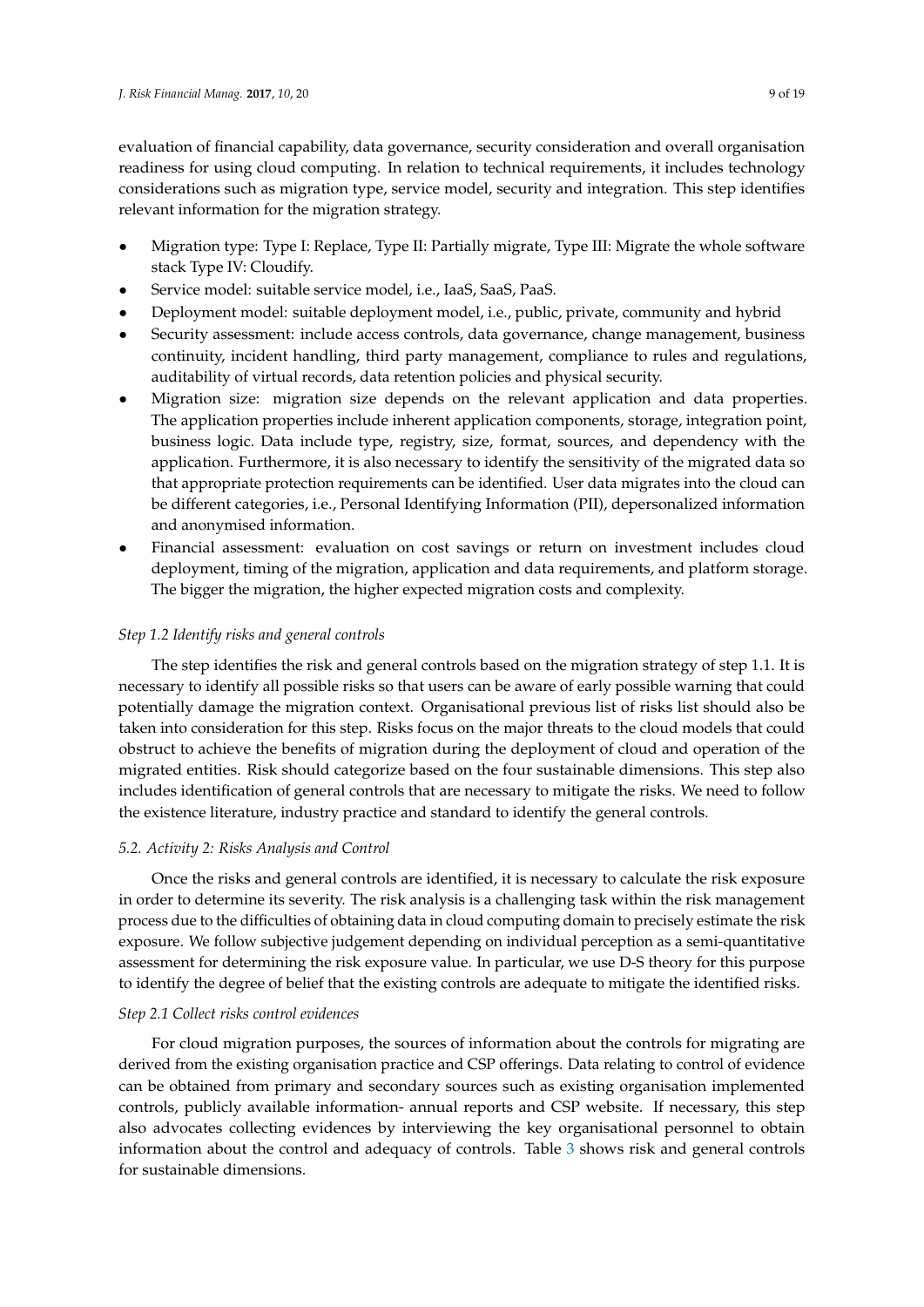evaluation of financial capability, data governance, security consideration and overall organisation readiness for using cloud computing. In relation to technical requirements, it includes technology considerations such as migration type, service model, security and integration. This step identifies relevant information for the migration strategy.

- Migration type: Type I: Replace, Type II: Partially migrate, Type III: Migrate the whole software stack Type IV: Cloudify.
- Service model: suitable service model, i.e., IaaS, SaaS, PaaS.
- Deployment model: suitable deployment model, i.e., public, private, community and hybrid
- Security assessment: include access controls, data governance, change management, business continuity, incident handling, third party management, compliance to rules and regulations, auditability of virtual records, data retention policies and physical security.
- Migration size: migration size depends on the relevant application and data properties. The application properties include inherent application components, storage, integration point, business logic. Data include type, registry, size, format, sources, and dependency with the application. Furthermore, it is also necessary to identify the sensitivity of the migrated data so that appropriate protection requirements can be identified. User data migrates into the cloud can be different categories, i.e., Personal Identifying Information (PII), depersonalized information and anonymised information.
- Financial assessment: evaluation on cost savings or return on investment includes cloud deployment, timing of the migration, application and data requirements, and platform storage. The bigger the migration, the higher expected migration costs and complexity.

*Step 1.2 Identify risks and general controls*

The step identifies the risk and general controls based on the migration strategy of step 1.1. It is necessary to identify all possible risks so that users can be aware of early possible warning that could potentially damage the migration context. Organisational previous list of risks list should also be taken into consideration for this step. Risks focus on the major threats to the cloud models that could obstruct to achieve the benefits of migration during the deployment of cloud and operation of the migrated entities. Risk should categorize based on the four sustainable dimensions. This step also includes identification of general controls that are necessary to mitigate the risks. We need to follow the existence literature, industry practice and standard to identify the general controls.

### *5.2. Activity 2: Risks Analysis and Control*

Once the risks and general controls are identified, it is necessary to calculate the risk exposure in order to determine its severity. The risk analysis is a challenging task within the risk management process due to the difficulties of obtaining data in cloud computing domain to precisely estimate the risk exposure. We follow subjective judgement depending on individual perception as a semi-quantitative assessment for determining the risk exposure value. In particular, we use D-S theory for this purpose to identify the degree of belief that the existing controls are adequate to mitigate the identified risks.

*Step 2.1 Collect risks control evidences*

For cloud migration purposes, the sources of information about the controls for migrating are derived from the existing organisation practice and CSP offerings. Data relating to control of evidence can be obtained from primary and secondary sources such as existing organisation implemented controls, publicly available information- annual reports and CSP website. If necessary, this step also advocates collecting evidences by interviewing the key organisational personnel to obtain information about the control and adequacy of controls. Table 3 shows risk and general controls for sustainable dimensions.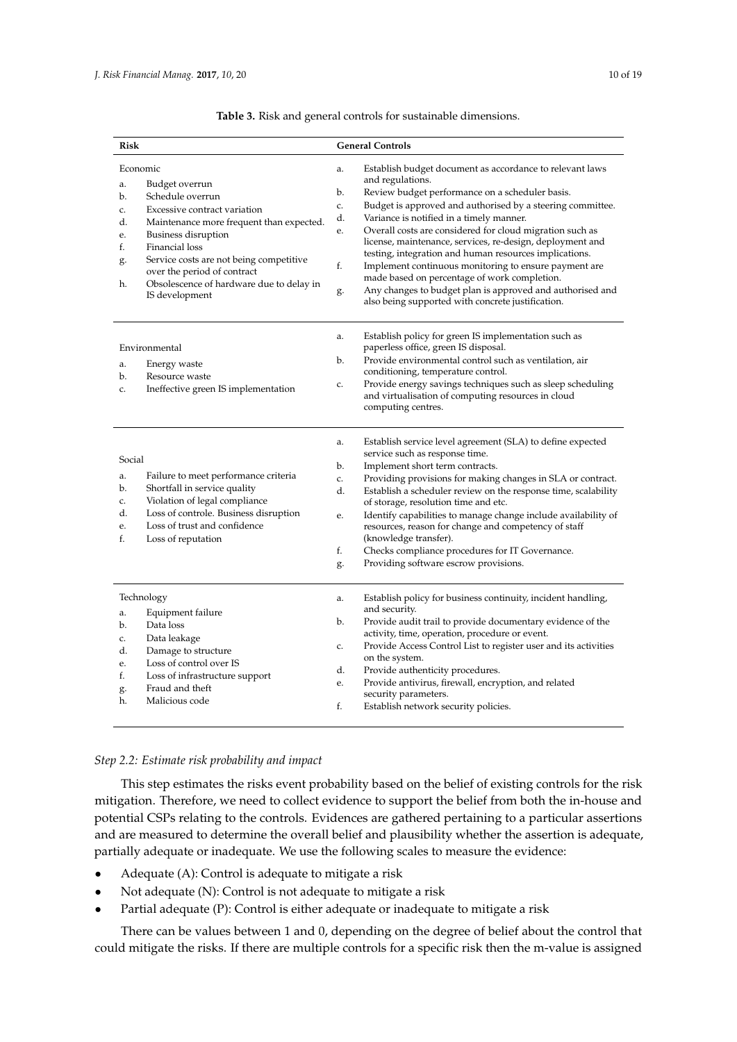**Table 3.** Risk and general controls for sustainable dimensions.

| Risk | General Controls |
|---|---|
| Economic<br>a. Budget overrun<br>b. Schedule overrun<br>c. Excessive contract variation<br>d. Maintenance more frequent than expected.<br>e. Business disruption<br>f. Financial loss<br>g. Service costs are not being competitive over the period of contract<br>h. Obsolescence of hardware due to delay in IS development | a. Establish budget document as accordance to relevant laws and regulations.<br>b. Review budget performance on a scheduler basis.<br>c. Budget is approved and authorised by a steering committee.<br>d. Variance is notified in a timely manner.<br>e. Overall costs are considered for cloud migration such as license, maintenance, services, re-design, deployment and testing, integration and human resources implications.<br>f. Implement continuous monitoring to ensure payment are made based on percentage of work completion.<br>g. Any changes to budget plan is approved and authorised and also being supported with concrete justification. |
| Environmental<br>a. Energy waste<br>b. Resource waste<br>c. Ineffective green IS implementation | a. Establish policy for green IS implementation such as paperless office, green IS disposal.<br>b. Provide environmental control such as ventilation, air conditioning, temperature control.<br>c. Provide energy savings techniques such as sleep scheduling and virtualisation of computing resources in cloud computing centres. |
| Social<br>a. Failure to meet performance criteria<br>b. Shortfall in service quality<br>c. Violation of legal compliance<br>d. Loss of controle. Business disruption<br>e. Loss of trust and confidence<br>f. Loss of reputation | a. Establish service level agreement (SLA) to define expected service such as response time.<br>b. Implement short term contracts.<br>c. Providing provisions for making changes in SLA or contract.<br>d. Establish a scheduler review on the response time, scalability of storage, resolution time and etc.<br>e. Identify capabilities to manage change include availability of resources, reason for change and competency of staff (knowledge transfer).<br>f. Checks compliance procedures for IT Governance.<br>g. Providing software escrow provisions. |
| Technology<br>a. Equipment failure<br>b. Data loss<br>c. Data leakage<br>d. Damage to structure<br>e. Loss of control over IS<br>f. Loss of infrastructure support<br>g. Fraud and theft<br>h. Malicious code | a. Establish policy for business continuity, incident handling, and security.<br>b. Provide audit trail to provide documentary evidence of the activity, time, operation, procedure or event.<br>c. Provide Access Control List to register user and its activities on the system.<br>d. Provide authenticity procedures.<br>e. Provide antivirus, firewall, encryption, and related security parameters.<br>f. Establish network security policies. |

*Step 2.2: Estimate risk probability and impact*

This step estimates the risks event probability based on the belief of existing controls for the risk mitigation. Therefore, we need to collect evidence to support the belief from both the in-house and potential CSPs relating to the controls. Evidences are gathered pertaining to a particular assertions and are measured to determine the overall belief and plausibility whether the assertion is adequate, partially adequate or inadequate. We use the following scales to measure the evidence:

- Adequate (A): Control is adequate to mitigate a risk
- Not adequate (N): Control is not adequate to mitigate a risk
- Partial adequate (P): Control is either adequate or inadequate to mitigate a risk

There can be values between 1 and 0, depending on the degree of belief about the control that could mitigate the risks. If there are multiple controls for a specific risk then the m-value is assigned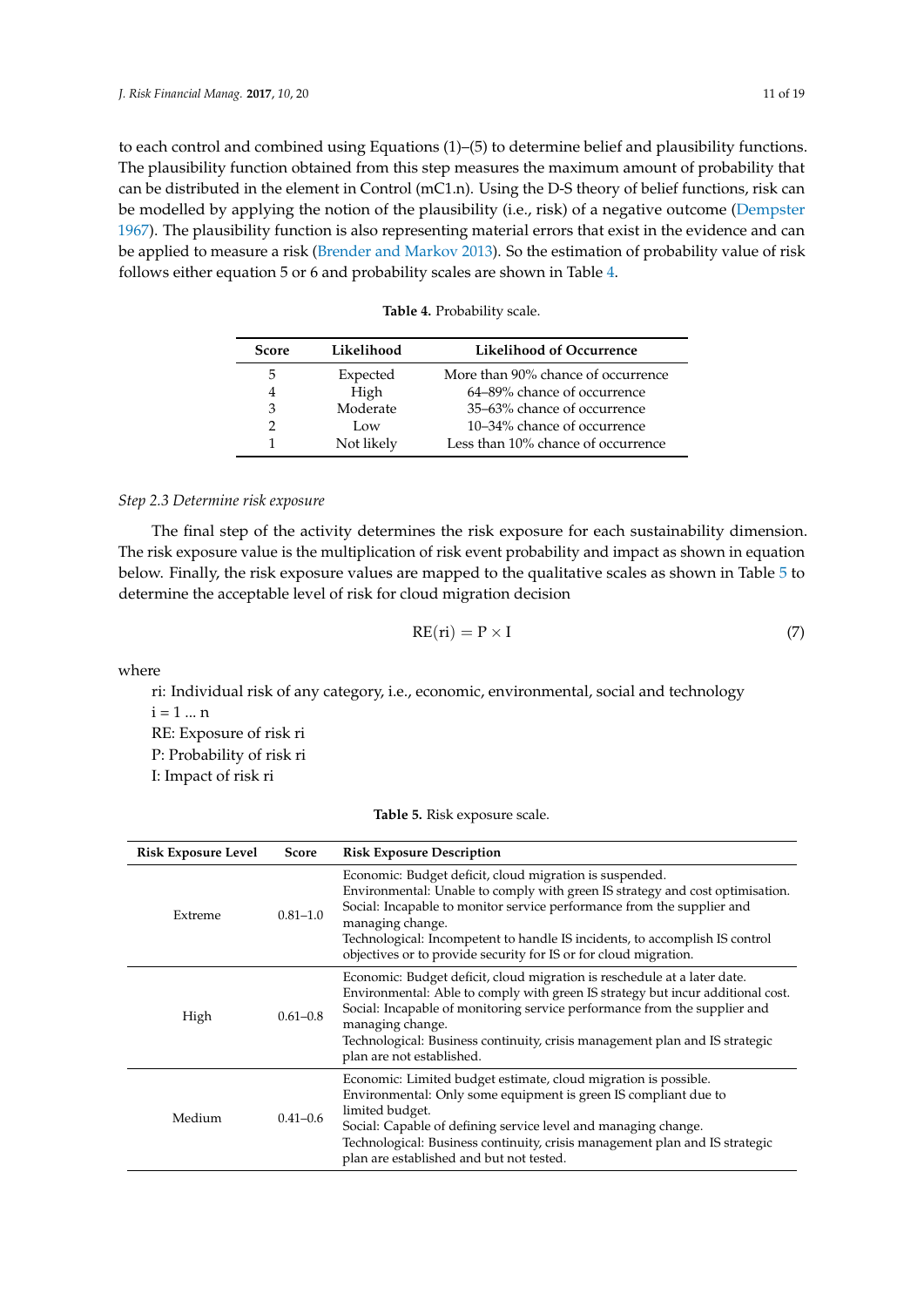to each control and combined using Equations (1)–(5) to determine belief and plausibility functions. The plausibility function obtained from this step measures the maximum amount of probability that can be distributed in the element in Control (mC1.n). Using the D-S theory of belief functions, risk can be modelled by applying the notion of the plausibility (i.e., risk) of a negative outcome (Dempster 1967). The plausibility function is also representing material errors that exist in the evidence and can be applied to measure a risk (Brender and Markov 2013). So the estimation of probability value of risk follows either equation 5 or 6 and probability scales are shown in Table 4.

**Table 4.** Probability scale.

| Score | Likelihood | Likelihood of Occurrence |
|---|---|---|
| 5 | Expected | More than 90% chance of occurrence |
| 4 | High | 64–89% chance of occurrence |
| 3 | Moderate | 35–63% chance of occurrence |
| 2 | Low | 10–34% chance of occurrence |
| 1 | Not likely | Less than 10% chance of occurrence |

*Step 2.3 Determine risk exposure*

The final step of the activity determines the risk exposure for each sustainability dimension. The risk exposure value is the multiplication of risk event probability and impact as shown in equation below. Finally, the risk exposure values are mapped to the qualitative scales as shown in Table 5 to determine the acceptable level of risk for cloud migration decision

$$\mathrm{RE(ri)} = \mathrm{P} \times \mathrm{I} \tag{7}$$

where

ri: Individual risk of any category, i.e., economic, environmental, social and technology
i = 1 ... n
RE: Exposure of risk ri
P: Probability of risk ri
I: Impact of risk ri

**Table 5.** Risk exposure scale.

| Risk Exposure Level | Score | Risk Exposure Description |
|---|---|---|
| Extreme | 0.81–1.0 | Economic: Budget deficit, cloud migration is suspended.<br>Environmental: Unable to comply with green IS strategy and cost optimisation.<br>Social: Incapable to monitor service performance from the supplier and managing change.<br>Technological: Incompetent to handle IS incidents, to accomplish IS control objectives or to provide security for IS or for cloud migration. |
| High | 0.61–0.8 | Economic: Budget deficit, cloud migration is reschedule at a later date.<br>Environmental: Able to comply with green IS strategy but incur additional cost.<br>Social: Incapable of monitoring service performance from the supplier and managing change.<br>Technological: Business continuity, crisis management plan and IS strategic plan are not established. |
| Medium | 0.41–0.6 | Economic: Limited budget estimate, cloud migration is possible.<br>Environmental: Only some equipment is green IS compliant due to limited budget.<br>Social: Capable of defining service level and managing change.<br>Technological: Business continuity, crisis management plan and IS strategic plan are established and but not tested. |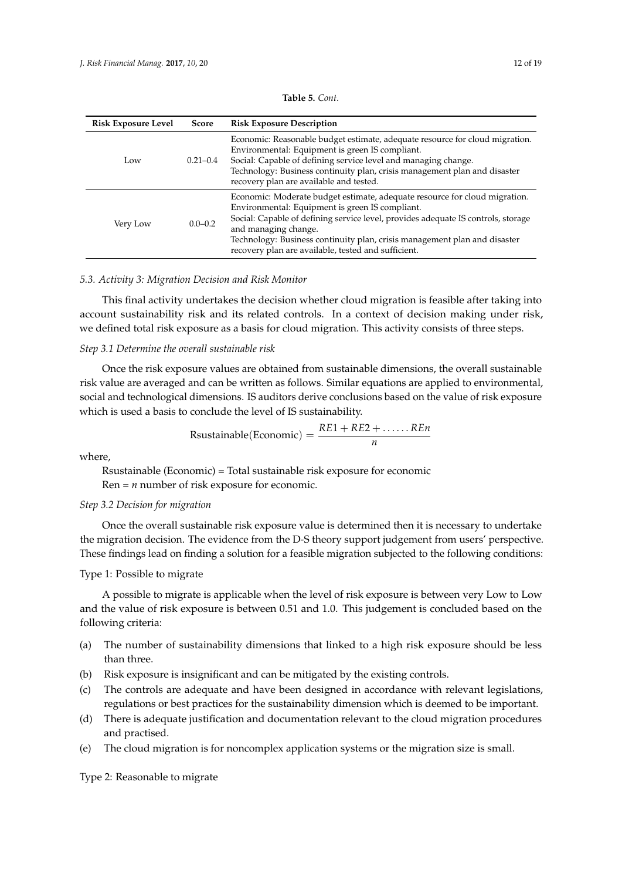**Table 5.** *Cont.*

| Risk Exposure Level | Score | Risk Exposure Description |
| --- | --- | --- |
| Low | 0.21–0.4 | Economic: Reasonable budget estimate, adequate resource for cloud migration. Environmental: Equipment is green IS compliant. Social: Capable of defining service level and managing change. Technology: Business continuity plan, crisis management plan and disaster recovery plan are available and tested. |
| Very Low | 0.0–0.2 | Economic: Moderate budget estimate, adequate resource for cloud migration. Environmental: Equipment is green IS compliant. Social: Capable of defining service level, provides adequate IS controls, storage and managing change. Technology: Business continuity plan, crisis management plan and disaster recovery plan are available, tested and sufficient. |

### *5.3. Activity 3: Migration Decision and Risk Monitor*

This final activity undertakes the decision whether cloud migration is feasible after taking into account sustainability risk and its related controls. In a context of decision making under risk, we defined total risk exposure as a basis for cloud migration. This activity consists of three steps.

*Step 3.1 Determine the overall sustainable risk*

Once the risk exposure values are obtained from sustainable dimensions, the overall sustainable risk value are averaged and can be written as follows. Similar equations are applied to environmental, social and technological dimensions. IS auditors derive conclusions based on the value of risk exposure which is used a basis to conclude the level of IS sustainability.

$$\text{Rsustainable(Economic)} = \frac{RE1 + RE2 + \ldots\ldots REn}{n}$$

where,

Rsustainable (Economic) = Total sustainable risk exposure for economic
Ren = $n$ number of risk exposure for economic.

*Step 3.2 Decision for migration*

Once the overall sustainable risk exposure value is determined then it is necessary to undertake the migration decision. The evidence from the D-S theory support judgement from users' perspective. These findings lead on finding a solution for a feasible migration subjected to the following conditions:

Type 1: Possible to migrate

A possible to migrate is applicable when the level of risk exposure is between very Low to Low and the value of risk exposure is between 0.51 and 1.0. This judgement is concluded based on the following criteria:

(a) The number of sustainability dimensions that linked to a high risk exposure should be less than three.
(b) Risk exposure is insignificant and can be mitigated by the existing controls.
(c) The controls are adequate and have been designed in accordance with relevant legislations, regulations or best practices for the sustainability dimension which is deemed to be important.
(d) There is adequate justification and documentation relevant to the cloud migration procedures and practised.
(e) The cloud migration is for noncomplex application systems or the migration size is small.

Type 2: Reasonable to migrate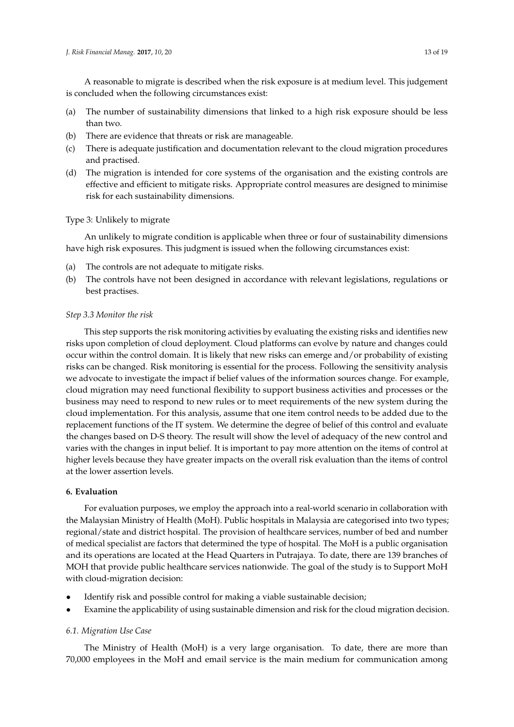A reasonable to migrate is described when the risk exposure is at medium level. This judgement is concluded when the following circumstances exist:

(a) The number of sustainability dimensions that linked to a high risk exposure should be less than two.
(b) There are evidence that threats or risk are manageable.
(c) There is adequate justification and documentation relevant to the cloud migration procedures and practised.
(d) The migration is intended for core systems of the organisation and the existing controls are effective and efficient to mitigate risks. Appropriate control measures are designed to minimise risk for each sustainability dimensions.

Type 3: Unlikely to migrate

An unlikely to migrate condition is applicable when three or four of sustainability dimensions have high risk exposures. This judgment is issued when the following circumstances exist:

(a) The controls are not adequate to mitigate risks.
(b) The controls have not been designed in accordance with relevant legislations, regulations or best practises.

*Step 3.3 Monitor the risk*

This step supports the risk monitoring activities by evaluating the existing risks and identifies new risks upon completion of cloud deployment. Cloud platforms can evolve by nature and changes could occur within the control domain. It is likely that new risks can emerge and/or probability of existing risks can be changed. Risk monitoring is essential for the process. Following the sensitivity analysis we advocate to investigate the impact if belief values of the information sources change. For example, cloud migration may need functional flexibility to support business activities and processes or the business may need to respond to new rules or to meet requirements of the new system during the cloud implementation. For this analysis, assume that one item control needs to be added due to the replacement functions of the IT system. We determine the degree of belief of this control and evaluate the changes based on D-S theory. The result will show the level of adequacy of the new control and varies with the changes in input belief. It is important to pay more attention on the items of control at higher levels because they have greater impacts on the overall risk evaluation than the items of control at the lower assertion levels.

## 6. Evaluation

For evaluation purposes, we employ the approach into a real-world scenario in collaboration with the Malaysian Ministry of Health (MoH). Public hospitals in Malaysia are categorised into two types; regional/state and district hospital. The provision of healthcare services, number of bed and number of medical specialist are factors that determined the type of hospital. The MoH is a public organisation and its operations are located at the Head Quarters in Putrajaya. To date, there are 139 branches of MOH that provide public healthcare services nationwide. The goal of the study is to Support MoH with cloud-migration decision:

- Identify risk and possible control for making a viable sustainable decision;
- Examine the applicability of using sustainable dimension and risk for the cloud migration decision.

### *6.1. Migration Use Case*

The Ministry of Health (MoH) is a very large organisation. To date, there are more than 70,000 employees in the MoH and email service is the main medium for communication among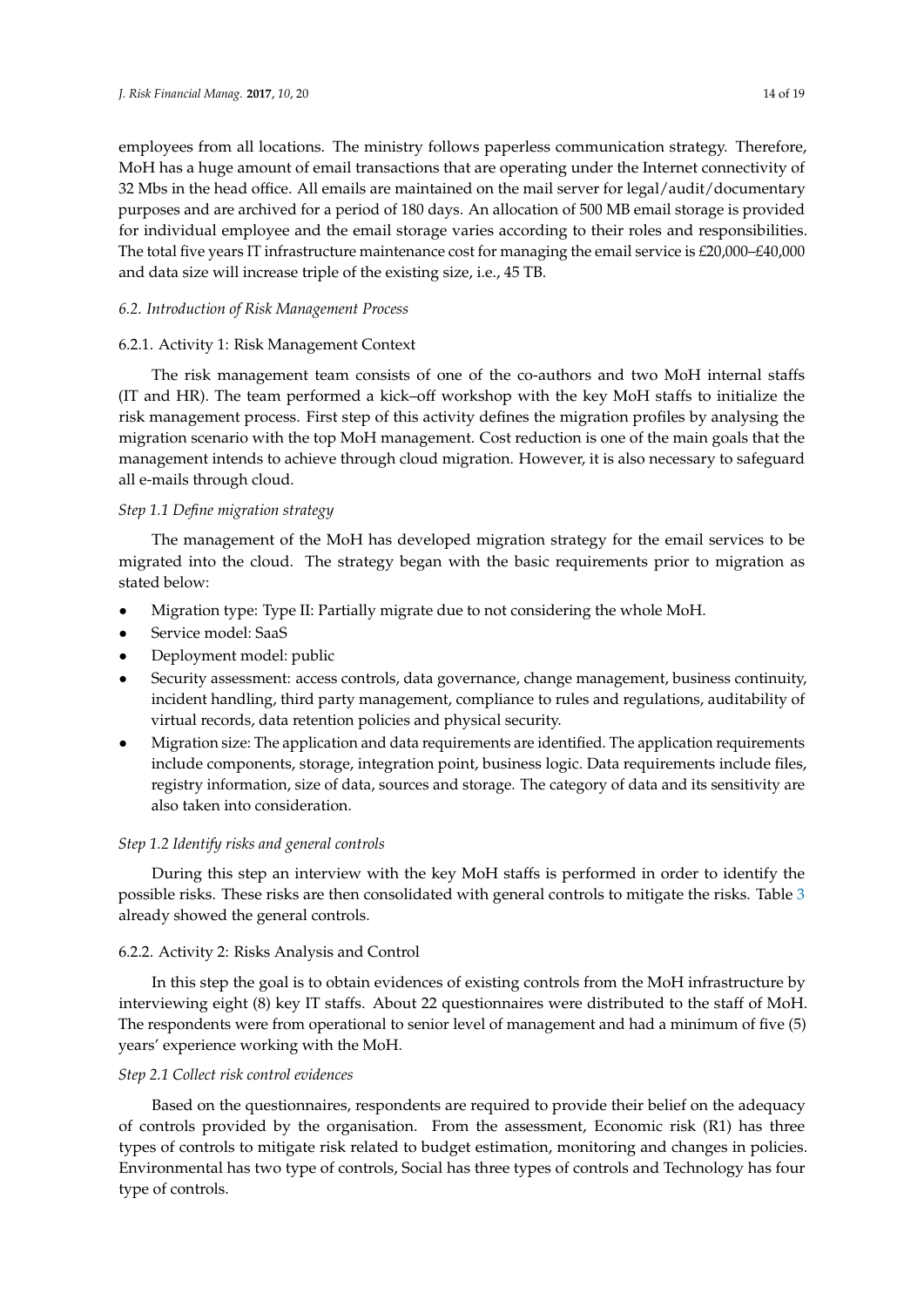employees from all locations. The ministry follows paperless communication strategy. Therefore, MoH has a huge amount of email transactions that are operating under the Internet connectivity of 32 Mbs in the head office. All emails are maintained on the mail server for legal/audit/documentary purposes and are archived for a period of 180 days. An allocation of 500 MB email storage is provided for individual employee and the email storage varies according to their roles and responsibilities. The total five years IT infrastructure maintenance cost for managing the email service is £20,000–£40,000 and data size will increase triple of the existing size, i.e., 45 TB.

### *6.2. Introduction of Risk Management Process*

#### 6.2.1. Activity 1: Risk Management Context

The risk management team consists of one of the co-authors and two MoH internal staffs (IT and HR). The team performed a kick–off workshop with the key MoH staffs to initialize the risk management process. First step of this activity defines the migration profiles by analysing the migration scenario with the top MoH management. Cost reduction is one of the main goals that the management intends to achieve through cloud migration. However, it is also necessary to safeguard all e-mails through cloud.

*Step 1.1 Define migration strategy*

The management of the MoH has developed migration strategy for the email services to be migrated into the cloud. The strategy began with the basic requirements prior to migration as stated below:

- Migration type: Type II: Partially migrate due to not considering the whole MoH.
- Service model: SaaS
- Deployment model: public
- Security assessment: access controls, data governance, change management, business continuity, incident handling, third party management, compliance to rules and regulations, auditability of virtual records, data retention policies and physical security.
- Migration size: The application and data requirements are identified. The application requirements include components, storage, integration point, business logic. Data requirements include files, registry information, size of data, sources and storage. The category of data and its sensitivity are also taken into consideration.

*Step 1.2 Identify risks and general controls*

During this step an interview with the key MoH staffs is performed in order to identify the possible risks. These risks are then consolidated with general controls to mitigate the risks. Table 3 already showed the general controls.

#### 6.2.2. Activity 2: Risks Analysis and Control

In this step the goal is to obtain evidences of existing controls from the MoH infrastructure by interviewing eight (8) key IT staffs. About 22 questionnaires were distributed to the staff of MoH. The respondents were from operational to senior level of management and had a minimum of five (5) years' experience working with the MoH.

*Step 2.1 Collect risk control evidences*

Based on the questionnaires, respondents are required to provide their belief on the adequacy of controls provided by the organisation. From the assessment, Economic risk (R1) has three types of controls to mitigate risk related to budget estimation, monitoring and changes in policies. Environmental has two type of controls, Social has three types of controls and Technology has four type of controls.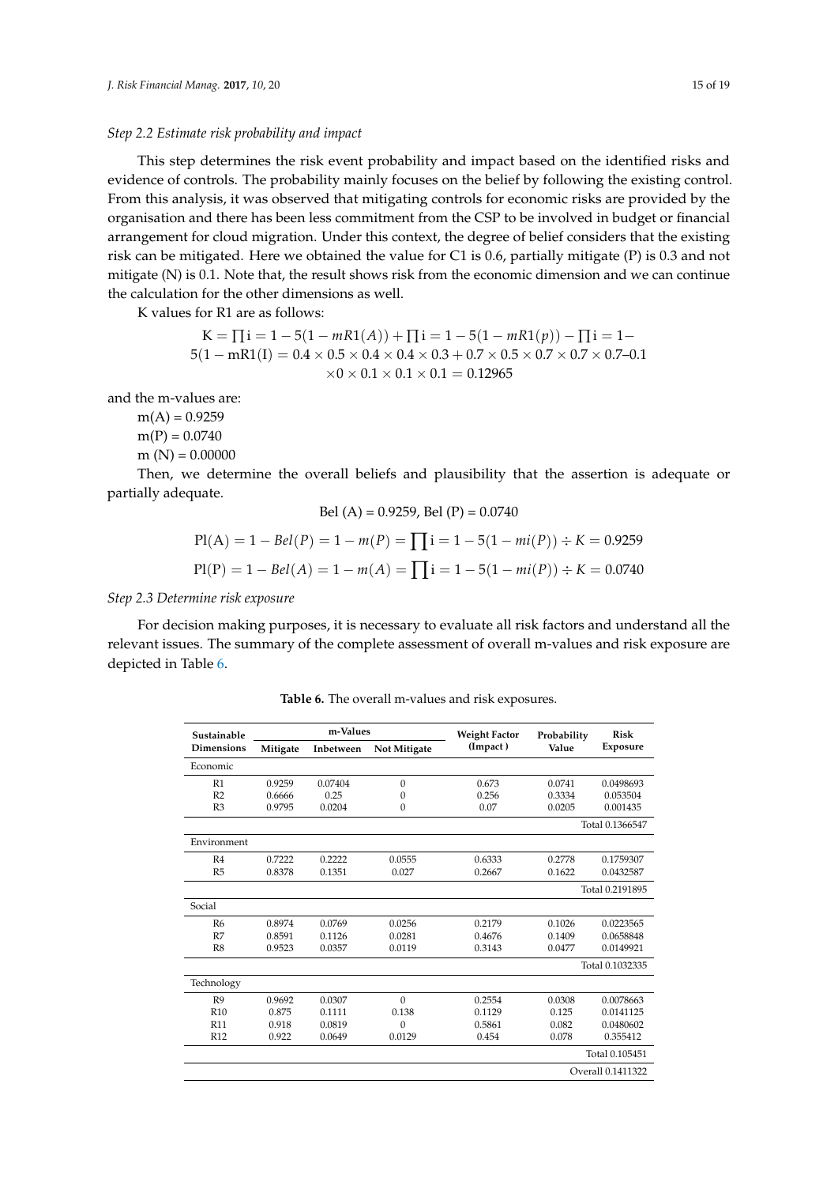*Step 2.2 Estimate risk probability and impact*

This step determines the risk event probability and impact based on the identified risks and evidence of controls. The probability mainly focuses on the belief by following the existing control. From this analysis, it was observed that mitigating controls for economic risks are provided by the organisation and there has been less commitment from the CSP to be involved in budget or financial arrangement for cloud migration. Under this context, the degree of belief considers that the existing risk can be mitigated. Here we obtained the value for C1 is 0.6, partially mitigate (P) is 0.3 and not mitigate (N) is 0.1. Note that, the result shows risk from the economic dimension and we can continue the calculation for the other dimensions as well.

K values for R1 are as follows:

$$\mathrm{K} = \prod \mathrm{i} = 1 - 5(1 - mR1(A)) + \prod \mathrm{i} = 1 - 5(1 - mR1(p)) - \prod \mathrm{i} = 1 - 5(1 - \mathrm{mR1(I)} = 0.4 \times 0.5 \times 0.4 \times 0.4 \times 0.3 + 0.7 \times 0.5 \times 0.7 \times 0.7 \times 0.7 – 0.1 \times 0 \times 0.1 \times 0.1 \times 0.1 = 0.12965$$

and the m-values are:

m(A) = 0.9259
m(P) = 0.0740
m (N) = 0.00000

Then, we determine the overall beliefs and plausibility that the assertion is adequate or partially adequate.

$$\text{Bel (A)} = 0.9259, \text{ Bel (P)} = 0.0740$$

$$\mathrm{Pl(A)} = 1 - Bel(P) = 1 - m(P) = \prod \mathrm{i} = 1 - 5(1 - mi(P)) \div K = 0.9259$$

$$\mathrm{Pl(P)} = 1 - Bel(A) = 1 - m(A) = \prod \mathrm{i} = 1 - 5(1 - mi(P)) \div K = 0.0740$$

*Step 2.3 Determine risk exposure*

For decision making purposes, it is necessary to evaluate all risk factors and understand all the relevant issues. The summary of the complete assessment of overall m-values and risk exposure are depicted in Table 6.

**Table 6.** The overall m-values and risk exposures.

| Sustainable Dimensions | m-Values | | | Weight Factor (Impact) | Probability Value | Risk Exposure |
|---|---|---|---|---|---|---|
| | Mitigate | Inbetween | Not Mitigate | | | |
| Economic | | | | | | |
| R1 | 0.9259 | 0.07404 | 0 | 0.673 | 0.0741 | 0.0498693 |
| R2 | 0.6666 | 0.25 | 0 | 0.256 | 0.3334 | 0.053504 |
| R3 | 0.9795 | 0.0204 | 0 | 0.07 | 0.0205 | 0.001435 |
| | | | | | | Total 0.1366547 |
| Environment | | | | | | |
| R4 | 0.7222 | 0.2222 | 0.0555 | 0.6333 | 0.2778 | 0.1759307 |
| R5 | 0.8378 | 0.1351 | 0.027 | 0.2667 | 0.1622 | 0.0432587 |
| | | | | | | Total 0.2191895 |
| Social | | | | | | |
| R6 | 0.8974 | 0.0769 | 0.0256 | 0.2179 | 0.1026 | 0.0223565 |
| R7 | 0.8591 | 0.1126 | 0.0281 | 0.4676 | 0.1409 | 0.0658848 |
| R8 | 0.9523 | 0.0357 | 0.0119 | 0.3143 | 0.0477 | 0.0149921 |
| | | | | | | Total 0.1032335 |
| Technology | | | | | | |
| R9 | 0.9692 | 0.0307 | 0 | 0.2554 | 0.0308 | 0.0078663 |
| R10 | 0.875 | 0.1111 | 0.138 | 0.1129 | 0.125 | 0.0141125 |
| R11 | 0.918 | 0.0819 | 0 | 0.5861 | 0.082 | 0.0480602 |
| R12 | 0.922 | 0.0649 | 0.0129 | 0.454 | 0.078 | 0.355412 |
| | | | | | | Total 0.105451 |
| | | | | | | Overall 0.1411322 |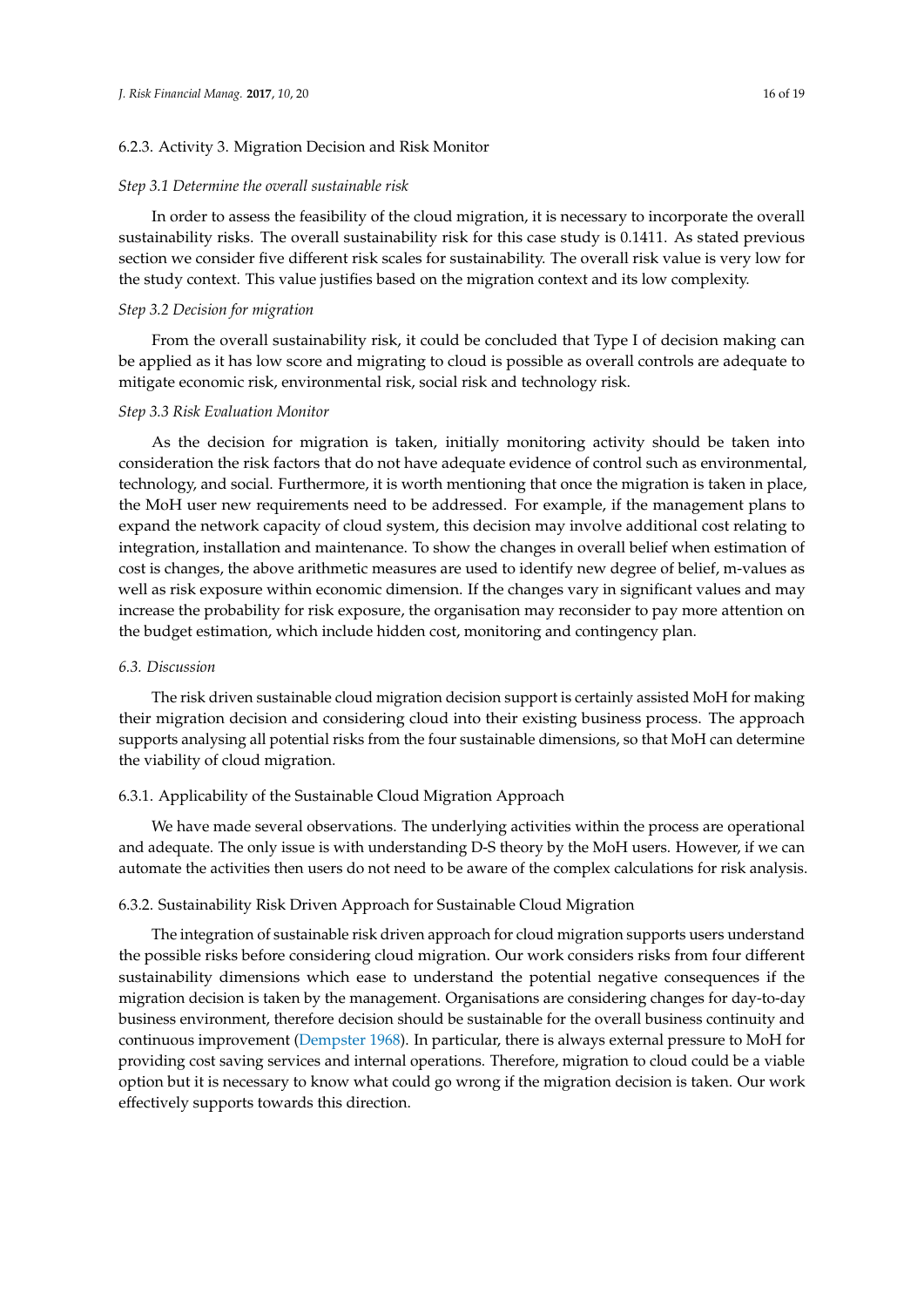#### 6.2.3. Activity 3. Migration Decision and Risk Monitor

*Step 3.1 Determine the overall sustainable risk*

In order to assess the feasibility of the cloud migration, it is necessary to incorporate the overall sustainability risks. The overall sustainability risk for this case study is 0.1411. As stated previous section we consider five different risk scales for sustainability. The overall risk value is very low for the study context. This value justifies based on the migration context and its low complexity.

*Step 3.2 Decision for migration*

From the overall sustainability risk, it could be concluded that Type I of decision making can be applied as it has low score and migrating to cloud is possible as overall controls are adequate to mitigate economic risk, environmental risk, social risk and technology risk.

*Step 3.3 Risk Evaluation Monitor*

As the decision for migration is taken, initially monitoring activity should be taken into consideration the risk factors that do not have adequate evidence of control such as environmental, technology, and social. Furthermore, it is worth mentioning that once the migration is taken in place, the MoH user new requirements need to be addressed. For example, if the management plans to expand the network capacity of cloud system, this decision may involve additional cost relating to integration, installation and maintenance. To show the changes in overall belief when estimation of cost is changes, the above arithmetic measures are used to identify new degree of belief, m-values as well as risk exposure within economic dimension. If the changes vary in significant values and may increase the probability for risk exposure, the organisation may reconsider to pay more attention on the budget estimation, which include hidden cost, monitoring and contingency plan.

### *6.3. Discussion*

The risk driven sustainable cloud migration decision support is certainly assisted MoH for making their migration decision and considering cloud into their existing business process. The approach supports analysing all potential risks from the four sustainable dimensions, so that MoH can determine the viability of cloud migration.

#### 6.3.1. Applicability of the Sustainable Cloud Migration Approach

We have made several observations. The underlying activities within the process are operational and adequate. The only issue is with understanding D-S theory by the MoH users. However, if we can automate the activities then users do not need to be aware of the complex calculations for risk analysis.

#### 6.3.2. Sustainability Risk Driven Approach for Sustainable Cloud Migration

The integration of sustainable risk driven approach for cloud migration supports users understand the possible risks before considering cloud migration. Our work considers risks from four different sustainability dimensions which ease to understand the potential negative consequences if the migration decision is taken by the management. Organisations are considering changes for day-to-day business environment, therefore decision should be sustainable for the overall business continuity and continuous improvement (Dempster 1968). In particular, there is always external pressure to MoH for providing cost saving services and internal operations. Therefore, migration to cloud could be a viable option but it is necessary to know what could go wrong if the migration decision is taken. Our work effectively supports towards this direction.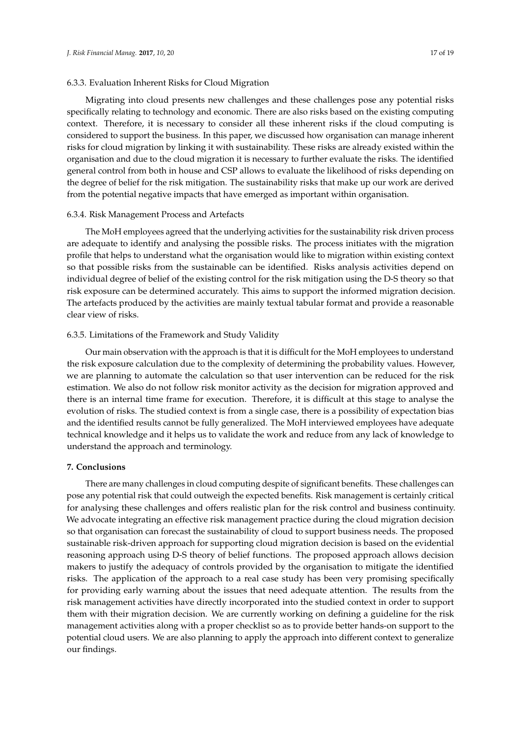#### 6.3.3. Evaluation Inherent Risks for Cloud Migration

Migrating into cloud presents new challenges and these challenges pose any potential risks specifically relating to technology and economic. There are also risks based on the existing computing context. Therefore, it is necessary to consider all these inherent risks if the cloud computing is considered to support the business. In this paper, we discussed how organisation can manage inherent risks for cloud migration by linking it with sustainability. These risks are already existed within the organisation and due to the cloud migration it is necessary to further evaluate the risks. The identified general control from both in house and CSP allows to evaluate the likelihood of risks depending on the degree of belief for the risk mitigation. The sustainability risks that make up our work are derived from the potential negative impacts that have emerged as important within organisation.

#### 6.3.4. Risk Management Process and Artefacts

The MoH employees agreed that the underlying activities for the sustainability risk driven process are adequate to identify and analysing the possible risks. The process initiates with the migration profile that helps to understand what the organisation would like to migration within existing context so that possible risks from the sustainable can be identified. Risks analysis activities depend on individual degree of belief of the existing control for the risk mitigation using the D-S theory so that risk exposure can be determined accurately. This aims to support the informed migration decision. The artefacts produced by the activities are mainly textual tabular format and provide a reasonable clear view of risks.

#### 6.3.5. Limitations of the Framework and Study Validity

Our main observation with the approach is that it is difficult for the MoH employees to understand the risk exposure calculation due to the complexity of determining the probability values. However, we are planning to automate the calculation so that user intervention can be reduced for the risk estimation. We also do not follow risk monitor activity as the decision for migration approved and there is an internal time frame for execution. Therefore, it is difficult at this stage to analyse the evolution of risks. The studied context is from a single case, there is a possibility of expectation bias and the identified results cannot be fully generalized. The MoH interviewed employees have adequate technical knowledge and it helps us to validate the work and reduce from any lack of knowledge to understand the approach and terminology.

## 7. Conclusions

There are many challenges in cloud computing despite of significant benefits. These challenges can pose any potential risk that could outweigh the expected benefits. Risk management is certainly critical for analysing these challenges and offers realistic plan for the risk control and business continuity. We advocate integrating an effective risk management practice during the cloud migration decision so that organisation can forecast the sustainability of cloud to support business needs. The proposed sustainable risk-driven approach for supporting cloud migration decision is based on the evidential reasoning approach using D-S theory of belief functions. The proposed approach allows decision makers to justify the adequacy of controls provided by the organisation to mitigate the identified risks. The application of the approach to a real case study has been very promising specifically for providing early warning about the issues that need adequate attention. The results from the risk management activities have directly incorporated into the studied context in order to support them with their migration decision. We are currently working on defining a guideline for the risk management activities along with a proper checklist so as to provide better hands-on support to the potential cloud users. We are also planning to apply the approach into different context to generalize our findings.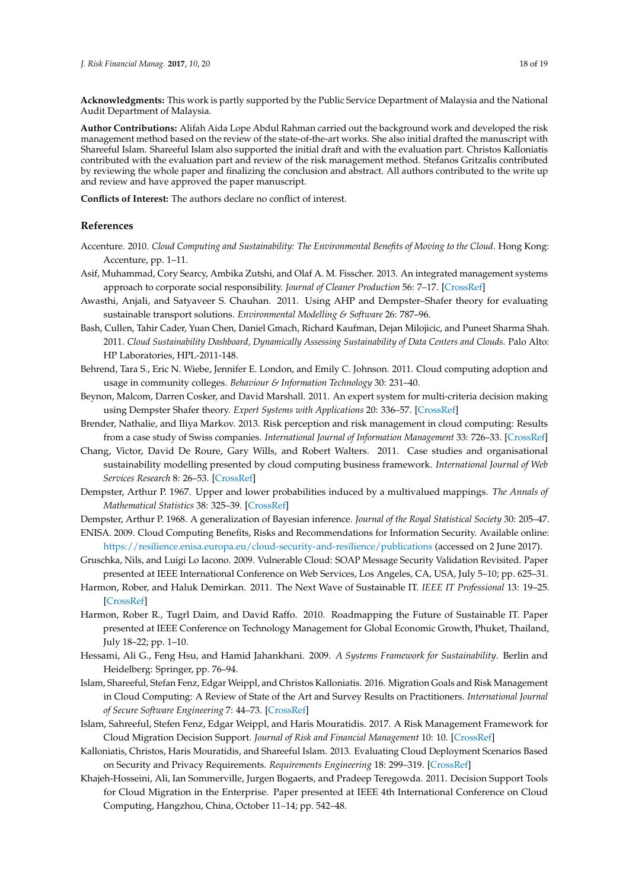**Acknowledgments:** This work is partly supported by the Public Service Department of Malaysia and the National Audit Department of Malaysia.

**Author Contributions:** Alifah Aida Lope Abdul Rahman carried out the background work and developed the risk management method based on the review of the state-of-the-art works. She also initial drafted the manuscript with Shareeful Islam. Shareeful Islam also supported the initial draft and with the evaluation part. Christos Kalloniatis contributed with the evaluation part and review of the risk management method. Stefanos Gritzalis contributed by reviewing the whole paper and finalizing the conclusion and abstract. All authors contributed to the write up and review and have approved the paper manuscript.

**Conflicts of Interest:** The authors declare no conflict of interest.

## References

Accenture. 2010. *Cloud Computing and Sustainability: The Environmental Benefits of Moving to the Cloud*. Hong Kong: Accenture, pp. 1–11.

Asif, Muhammad, Cory Searcy, Ambika Zutshi, and Olaf A. M. Fisscher. 2013. An integrated management systems approach to corporate social responsibility. *Journal of Cleaner Production* 56: 7–17. [CrossRef]

Awasthi, Anjali, and Satyaveer S. Chauhan. 2011. Using AHP and Dempster–Shafer theory for evaluating sustainable transport solutions. *Environmental Modelling & Software* 26: 787–96.

Bash, Cullen, Tahir Cader, Yuan Chen, Daniel Gmach, Richard Kaufman, Dejan Milojicic, and Puneet Sharma Shah. 2011. *Cloud Sustainability Dashboard, Dynamically Assessing Sustainability of Data Centers and Clouds*. Palo Alto: HP Laboratories, HPL-2011-148.

Behrend, Tara S., Eric N. Wiebe, Jennifer E. London, and Emily C. Johnson. 2011. Cloud computing adoption and usage in community colleges. *Behaviour & Information Technology* 30: 231–40.

Beynon, Malcom, Darren Cosker, and David Marshall. 2011. An expert system for multi-criteria decision making using Dempster Shafer theory. *Expert Systems with Applications* 20: 336–57. [CrossRef]

Brender, Nathalie, and Iliya Markov. 2013. Risk perception and risk management in cloud computing: Results from a case study of Swiss companies. *International Journal of Information Management* 33: 726–33. [CrossRef]

Chang, Victor, David De Roure, Gary Wills, and Robert Walters. 2011. Case studies and organisational sustainability modelling presented by cloud computing business framework. *International Journal of Web Services Research* 8: 26–53. [CrossRef]

Dempster, Arthur P. 1967. Upper and lower probabilities induced by a multivalued mappings. *The Annals of Mathematical Statistics* 38: 325–39. [CrossRef]

Dempster, Arthur P. 1968. A generalization of Bayesian inference. *Journal of the Royal Statistical Society* 30: 205–47.

ENISA. 2009. Cloud Computing Benefits, Risks and Recommendations for Information Security. Available online: https://resilience.enisa.europa.eu/cloud-security-and-resilience/publications (accessed on 2 June 2017).

Gruschka, Nils, and Luigi Lo Iacono. 2009. Vulnerable Cloud: SOAP Message Security Validation Revisited. Paper presented at IEEE International Conference on Web Services, Los Angeles, CA, USA, July 5–10; pp. 625–31.

Harmon, Rober, and Haluk Demirkan. 2011. The Next Wave of Sustainable IT. *IEEE IT Professional* 13: 19–25. [CrossRef]

Harmon, Rober R., Tugrl Daim, and David Raffo. 2010. Roadmapping the Future of Sustainable IT. Paper presented at IEEE Conference on Technology Management for Global Economic Growth, Phuket, Thailand, July 18–22; pp. 1–10.

Hessami, Ali G., Feng Hsu, and Hamid Jahankhani. 2009. *A Systems Framework for Sustainability*. Berlin and Heidelberg: Springer, pp. 76–94.

Islam, Shareeful, Stefan Fenz, Edgar Weippl, and Christos Kalloniatis. 2016. Migration Goals and Risk Management in Cloud Computing: A Review of State of the Art and Survey Results on Practitioners. *International Journal of Secure Software Engineering* 7: 44–73. [CrossRef]

Islam, Sahreeful, Stefen Fenz, Edgar Weippl, and Haris Mouratidis. 2017. A Risk Management Framework for Cloud Migration Decision Support. *Journal of Risk and Financial Management* 10: 10. [CrossRef]

Kalloniatis, Christos, Haris Mouratidis, and Shareeful Islam. 2013. Evaluating Cloud Deployment Scenarios Based on Security and Privacy Requirements. *Requirements Engineering* 18: 299–319. [CrossRef]

Khajeh-Hosseini, Ali, Ian Sommerville, Jurgen Bogaerts, and Pradeep Teregowda. 2011. Decision Support Tools for Cloud Migration in the Enterprise. Paper presented at IEEE 4th International Conference on Cloud Computing, Hangzhou, China, October 11–14; pp. 542–48.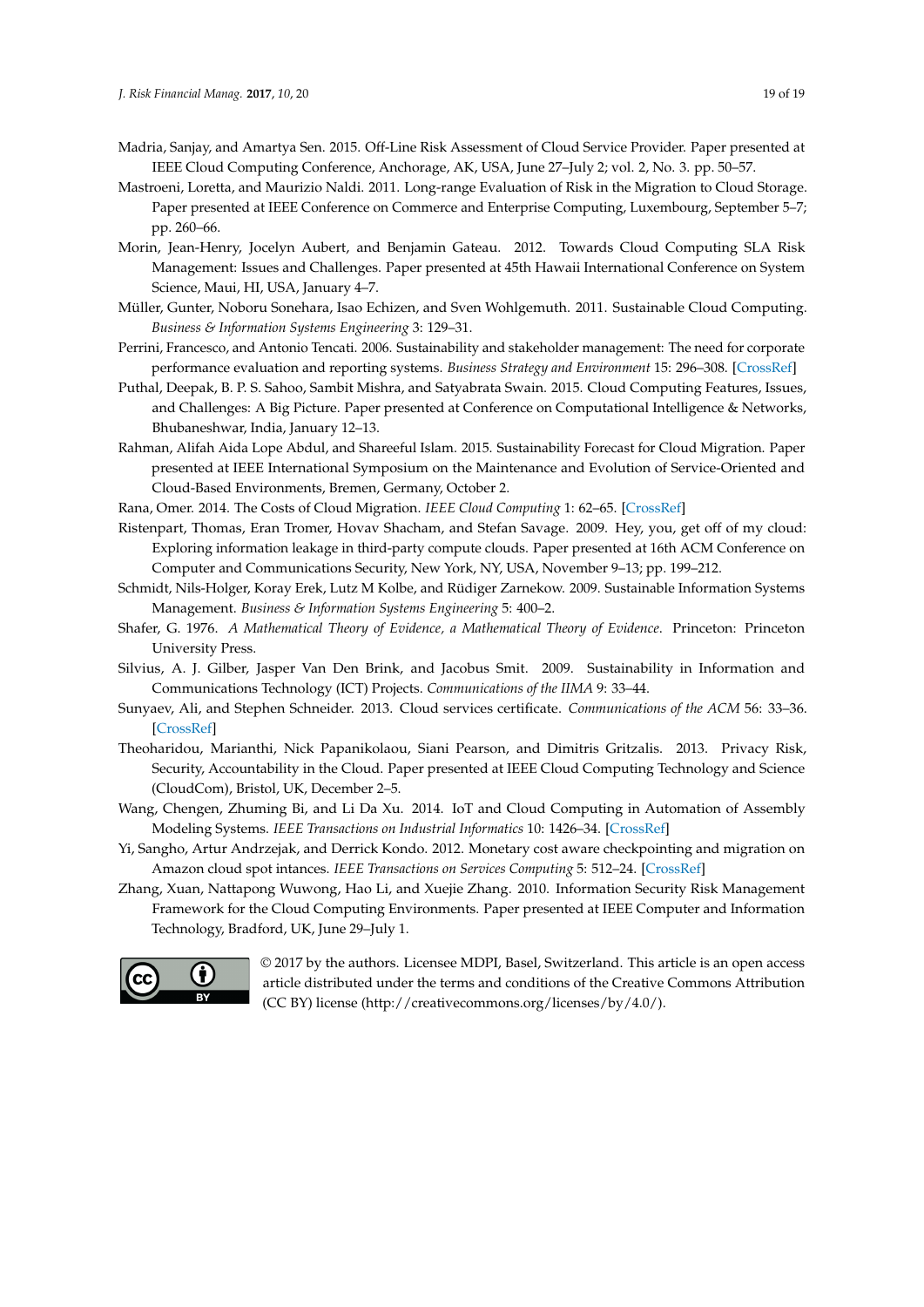Madria, Sanjay, and Amartya Sen. 2015. Off-Line Risk Assessment of Cloud Service Provider. Paper presented at IEEE Cloud Computing Conference, Anchorage, AK, USA, June 27–July 2; vol. 2, No. 3. pp. 50–57.

Mastroeni, Loretta, and Maurizio Naldi. 2011. Long-range Evaluation of Risk in the Migration to Cloud Storage. Paper presented at IEEE Conference on Commerce and Enterprise Computing, Luxembourg, September 5–7; pp. 260–66.

Morin, Jean-Henry, Jocelyn Aubert, and Benjamin Gateau. 2012. Towards Cloud Computing SLA Risk Management: Issues and Challenges. Paper presented at 45th Hawaii International Conference on System Science, Maui, HI, USA, January 4–7.

Müller, Gunter, Noboru Sonehara, Isao Echizen, and Sven Wohlgemuth. 2011. Sustainable Cloud Computing. *Business & Information Systems Engineering* 3: 129–31.

Perrini, Francesco, and Antonio Tencati. 2006. Sustainability and stakeholder management: The need for corporate performance evaluation and reporting systems. *Business Strategy and Environment* 15: 296–308. [CrossRef]

Puthal, Deepak, B. P. S. Sahoo, Sambit Mishra, and Satyabrata Swain. 2015. Cloud Computing Features, Issues, and Challenges: A Big Picture. Paper presented at Conference on Computational Intelligence & Networks, Bhubaneshwar, India, January 12–13.

Rahman, Alifah Aida Lope Abdul, and Shareeful Islam. 2015. Sustainability Forecast for Cloud Migration. Paper presented at IEEE International Symposium on the Maintenance and Evolution of Service-Oriented and Cloud-Based Environments, Bremen, Germany, October 2.

Rana, Omer. 2014. The Costs of Cloud Migration. *IEEE Cloud Computing* 1: 62–65. [CrossRef]

Ristenpart, Thomas, Eran Tromer, Hovav Shacham, and Stefan Savage. 2009. Hey, you, get off of my cloud: Exploring information leakage in third-party compute clouds. Paper presented at 16th ACM Conference on Computer and Communications Security, New York, NY, USA, November 9–13; pp. 199–212.

Schmidt, Nils-Holger, Koray Erek, Lutz M Kolbe, and Rüdiger Zarnekow. 2009. Sustainable Information Systems Management. *Business & Information Systems Engineering* 5: 400–2.

Shafer, G. 1976. *A Mathematical Theory of Evidence, a Mathematical Theory of Evidence*. Princeton: Princeton University Press.

Silvius, A. J. Gilber, Jasper Van Den Brink, and Jacobus Smit. 2009. Sustainability in Information and Communications Technology (ICT) Projects. *Communications of the IIMA* 9: 33–44.

Sunyaev, Ali, and Stephen Schneider. 2013. Cloud services certificate. *Communications of the ACM* 56: 33–36. [CrossRef]

Theoharidou, Marianthi, Nick Papanikolaou, Siani Pearson, and Dimitris Gritzalis. 2013. Privacy Risk, Security, Accountability in the Cloud. Paper presented at IEEE Cloud Computing Technology and Science (CloudCom), Bristol, UK, December 2–5.

Wang, Chengen, Zhuming Bi, and Li Da Xu. 2014. IoT and Cloud Computing in Automation of Assembly Modeling Systems. *IEEE Transactions on Industrial Informatics* 10: 1426–34. [CrossRef]

Yi, Sangho, Artur Andrzejak, and Derrick Kondo. 2012. Monetary cost aware checkpointing and migration on Amazon cloud spot intances. *IEEE Transactions on Services Computing* 5: 512–24. [CrossRef]

Zhang, Xuan, Nattapong Wuwong, Hao Li, and Xuejie Zhang. 2010. Information Security Risk Management Framework for the Cloud Computing Environments. Paper presented at IEEE Computer and Information Technology, Bradford, UK, June 29–July 1.

© 2017 by the authors. Licensee MDPI, Basel, Switzerland. This article is an open access article distributed under the terms and conditions of the Creative Commons Attribution (CC BY) license (http://creativecommons.org/licenses/by/4.0/).